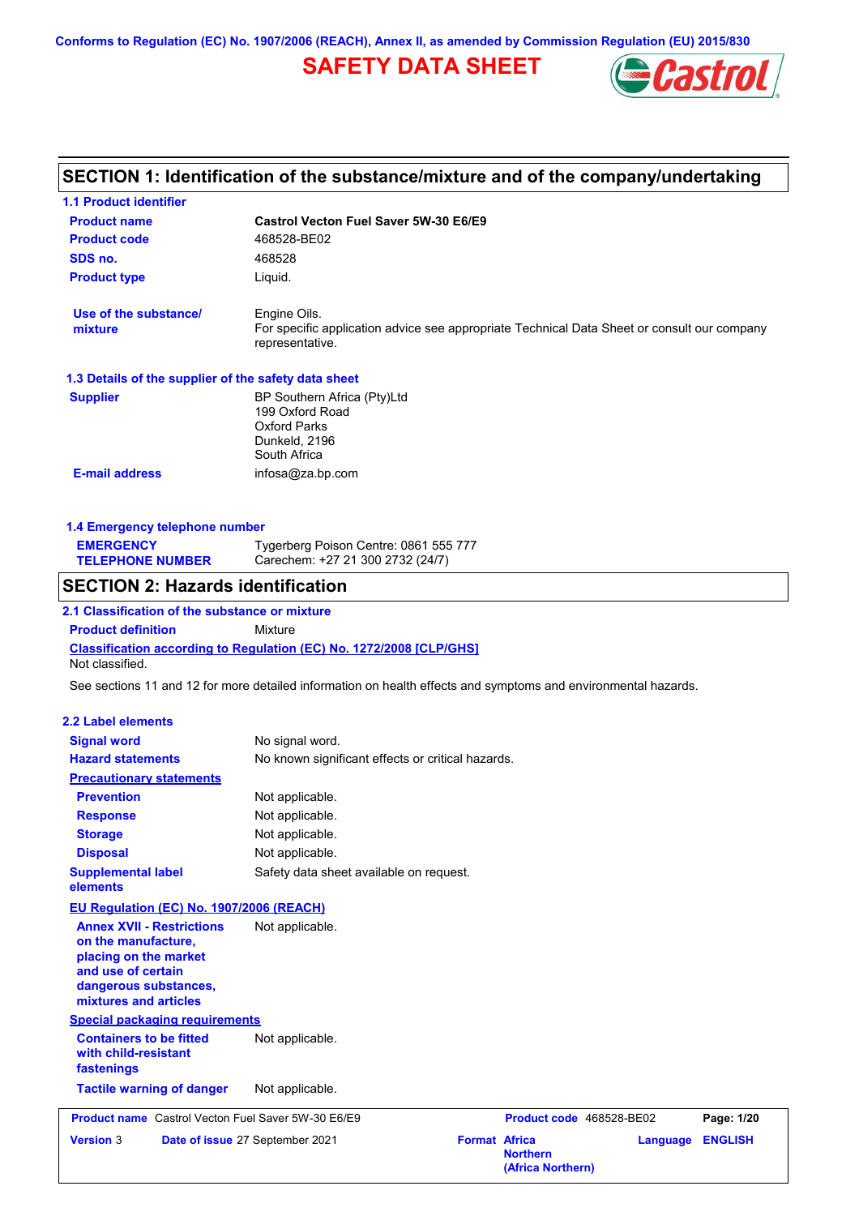Conforms to Regulation (EC) No. 1907/2006 (REACH), Annex II, as amended by Commission Regulation (EU) 2015/830

# SAFETY DATA SHEET

## SECTION 1: Identification of the substance/mixture and of the company/undertaking

### 1.1 Product identifier

| | |
|---|---|
| **Product name** | **Castrol Vecton Fuel Saver 5W-30 E6/E9** |
| **Product code** | 468528-BE02 |
| **SDS no.** | 468528 |
| **Product type** | Liquid. |
| **Use of the substance/ mixture** | Engine Oils. For specific application advice see appropriate Technical Data Sheet or consult our company representative. |

### 1.3 Details of the supplier of the safety data sheet

| | |
|---|---|
| **Supplier** | BP Southern Africa (Pty)Ltd<br>199 Oxford Road<br>Oxford Parks<br>Dunkeld, 2196<br>South Africa |
| **E-mail address** | infosa@za.bp.com |

### 1.4 Emergency telephone number

| | |
|---|---|
| **EMERGENCY TELEPHONE NUMBER** | Tygerberg Poison Centre: 0861 555 777<br>Carechem: +27 21 300 2732 (24/7) |

## SECTION 2: Hazards identification

### 2.1 Classification of the substance or mixture

**Product definition** Mixture

**Classification according to Regulation (EC) No. 1272/2008 [CLP/GHS]**

Not classified.

See sections 11 and 12 for more detailed information on health effects and symptoms and environmental hazards.

### 2.2 Label elements

| | |
|---|---|
| **Signal word** | No signal word. |
| **Hazard statements** | No known significant effects or critical hazards. |

**Precautionary statements**

| | |
|---|---|
| **Prevention** | Not applicable. |
| **Response** | Not applicable. |
| **Storage** | Not applicable. |
| **Disposal** | Not applicable. |
| **Supplemental label elements** | Safety data sheet available on request. |

**EU Regulation (EC) No. 1907/2006 (REACH)**

| | |
|---|---|
| **Annex XVII - Restrictions on the manufacture, placing on the market and use of certain dangerous substances, mixtures and articles** | Not applicable. |

**Special packaging requirements**

| | |
|---|---|
| **Containers to be fitted with child-resistant fastenings** | Not applicable. |
| **Tactile warning of danger** | Not applicable. |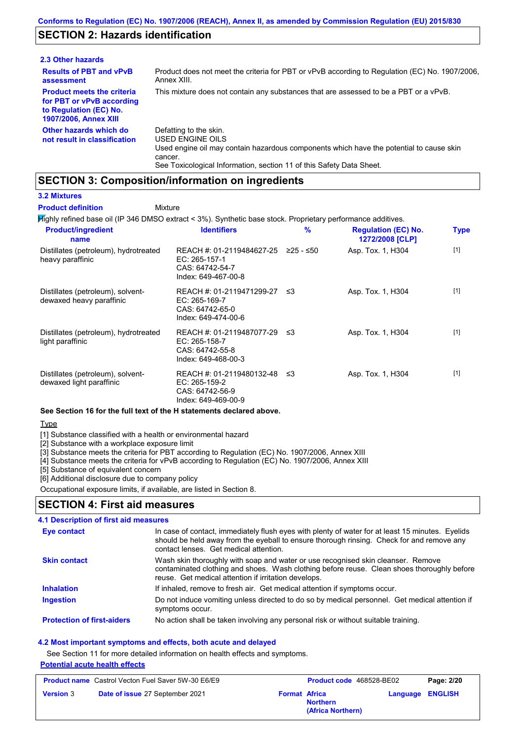Conforms to Regulation (EC) No. 1907/2006 (REACH), Annex II, as amended by Commission Regulation (EU) 2015/830

## SECTION 2: Hazards identification

### 2.3 Other hazards

**Results of PBT and vPvB assessment**
Product does not meet the criteria for PBT or vPvB according to Regulation (EC) No. 1907/2006, Annex XIII.

**Product meets the criteria for PBT or vPvB according to Regulation (EC) No. 1907/2006, Annex XIII**
This mixture does not contain any substances that are assessed to be a PBT or a vPvB.

**Other hazards which do not result in classification**
Defatting to the skin.
USED ENGINE OILS
Used engine oil may contain hazardous components which have the potential to cause skin cancer.
See Toxicological Information, section 11 of this Safety Data Sheet.

## SECTION 3: Composition/information on ingredients

### 3.2 Mixtures

**Product definition** Mixture

Highly refined base oil (IP 346 DMSO extract < 3%). Synthetic base stock. Proprietary performance additives.

| Product/ingredient name | Identifiers | % | Regulation (EC) No. 1272/2008 [CLP] | Type |
|---|---|---|---|---|
| Distillates (petroleum), hydrotreated heavy paraffinic | REACH #: 01-2119484627-25<br>EC: 265-157-1<br>CAS: 64742-54-7<br>Index: 649-467-00-8 | ≥25 - ≤50 | Asp. Tox. 1, H304 | [1] |
| Distillates (petroleum), solvent-dewaxed heavy paraffinic | REACH #: 01-2119471299-27<br>EC: 265-169-7<br>CAS: 64742-65-0<br>Index: 649-474-00-6 | ≤3 | Asp. Tox. 1, H304 | [1] |
| Distillates (petroleum), hydrotreated light paraffinic | REACH #: 01-2119487077-29<br>EC: 265-158-7<br>CAS: 64742-55-8<br>Index: 649-468-00-3 | ≤3 | Asp. Tox. 1, H304 | [1] |
| Distillates (petroleum), solvent-dewaxed light paraffinic | REACH #: 01-2119480132-48<br>EC: 265-159-2<br>CAS: 64742-56-9<br>Index: 649-469-00-9 | ≤3 | Asp. Tox. 1, H304 | [1] |

**See Section 16 for the full text of the H statements declared above.**

Type

[1] Substance classified with a health or environmental hazard
[2] Substance with a workplace exposure limit
[3] Substance meets the criteria for PBT according to Regulation (EC) No. 1907/2006, Annex XIII
[4] Substance meets the criteria for vPvB according to Regulation (EC) No. 1907/2006, Annex XIII
[5] Substance of equivalent concern
[6] Additional disclosure due to company policy

Occupational exposure limits, if available, are listed in Section 8.

## SECTION 4: First aid measures

### 4.1 Description of first aid measures

**Eye contact**
In case of contact, immediately flush eyes with plenty of water for at least 15 minutes. Eyelids should be held away from the eyeball to ensure thorough rinsing. Check for and remove any contact lenses. Get medical attention.

**Skin contact**
Wash skin thoroughly with soap and water or use recognised skin cleanser. Remove contaminated clothing and shoes. Wash clothing before reuse. Clean shoes thoroughly before reuse. Get medical attention if irritation develops.

**Inhalation**
If inhaled, remove to fresh air. Get medical attention if symptoms occur.

**Ingestion**
Do not induce vomiting unless directed to do so by medical personnel. Get medical attention if symptoms occur.

**Protection of first-aiders**
No action shall be taken involving any personal risk or without suitable training.

### 4.2 Most important symptoms and effects, both acute and delayed

See Section 11 for more detailed information on health effects and symptoms.

**Potential acute health effects**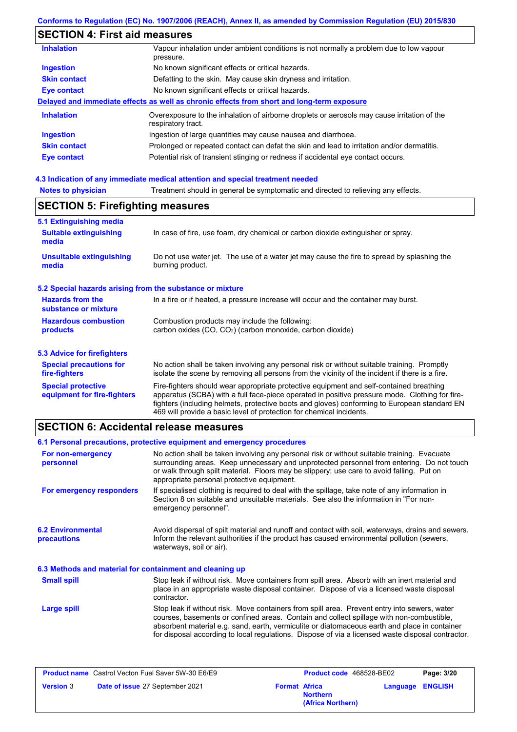## SECTION 4: First aid measures

| | |
|---|---|
| **Inhalation** | Vapour inhalation under ambient conditions is not normally a problem due to low vapour pressure. |
| **Ingestion** | No known significant effects or critical hazards. |
| **Skin contact** | Defatting to the skin. May cause skin dryness and irritation. |
| **Eye contact** | No known significant effects or critical hazards. |

**Delayed and immediate effects as well as chronic effects from short and long-term exposure**

| | |
|---|---|
| **Inhalation** | Overexposure to the inhalation of airborne droplets or aerosols may cause irritation of the respiratory tract. |
| **Ingestion** | Ingestion of large quantities may cause nausea and diarrhoea. |
| **Skin contact** | Prolonged or repeated contact can defat the skin and lead to irritation and/or dermatitis. |
| **Eye contact** | Potential risk of transient stinging or redness if accidental eye contact occurs. |

### 4.3 Indication of any immediate medical attention and special treatment needed

| | |
|---|---|
| **Notes to physician** | Treatment should in general be symptomatic and directed to relieving any effects. |

## SECTION 5: Firefighting measures

### 5.1 Extinguishing media

| | |
|---|---|
| **Suitable extinguishing media** | In case of fire, use foam, dry chemical or carbon dioxide extinguisher or spray. |
| **Unsuitable extinguishing media** | Do not use water jet. The use of a water jet may cause the fire to spread by splashing the burning product. |

### 5.2 Special hazards arising from the substance or mixture

| | |
|---|---|
| **Hazards from the substance or mixture** | In a fire or if heated, a pressure increase will occur and the container may burst. |
| **Hazardous combustion products** | Combustion products may include the following: carbon oxides (CO, $CO_2$) (carbon monoxide, carbon dioxide) |

### 5.3 Advice for firefighters

| | |
|---|---|
| **Special precautions for fire-fighters** | No action shall be taken involving any personal risk or without suitable training. Promptly isolate the scene by removing all persons from the vicinity of the incident if there is a fire. |
| **Special protective equipment for fire-fighters** | Fire-fighters should wear appropriate protective equipment and self-contained breathing apparatus (SCBA) with a full face-piece operated in positive pressure mode. Clothing for fire-fighters (including helmets, protective boots and gloves) conforming to European standard EN 469 will provide a basic level of protection for chemical incidents. |

## SECTION 6: Accidental release measures

### 6.1 Personal precautions, protective equipment and emergency procedures

| | |
|---|---|
| **For non-emergency personnel** | No action shall be taken involving any personal risk or without suitable training. Evacuate surrounding areas. Keep unnecessary and unprotected personnel from entering. Do not touch or walk through spilt material. Floors may be slippery; use care to avoid falling. Put on appropriate personal protective equipment. |
| **For emergency responders** | If specialised clothing is required to deal with the spillage, take note of any information in Section 8 on suitable and unsuitable materials. See also the information in "For non-emergency personnel". |

| | |
|---|---|
| **6.2 Environmental precautions** | Avoid dispersal of spilt material and runoff and contact with soil, waterways, drains and sewers. Inform the relevant authorities if the product has caused environmental pollution (sewers, waterways, soil or air). |

### 6.3 Methods and material for containment and cleaning up

| | |
|---|---|
| **Small spill** | Stop leak if without risk. Move containers from spill area. Absorb with an inert material and place in an appropriate waste disposal container. Dispose of via a licensed waste disposal contractor. |
| **Large spill** | Stop leak if without risk. Move containers from spill area. Prevent entry into sewers, water courses, basements or confined areas. Contain and collect spillage with non-combustible, absorbent material e.g. sand, earth, vermiculite or diatomaceous earth and place in container for disposal according to local regulations. Dispose of via a licensed waste disposal contractor. |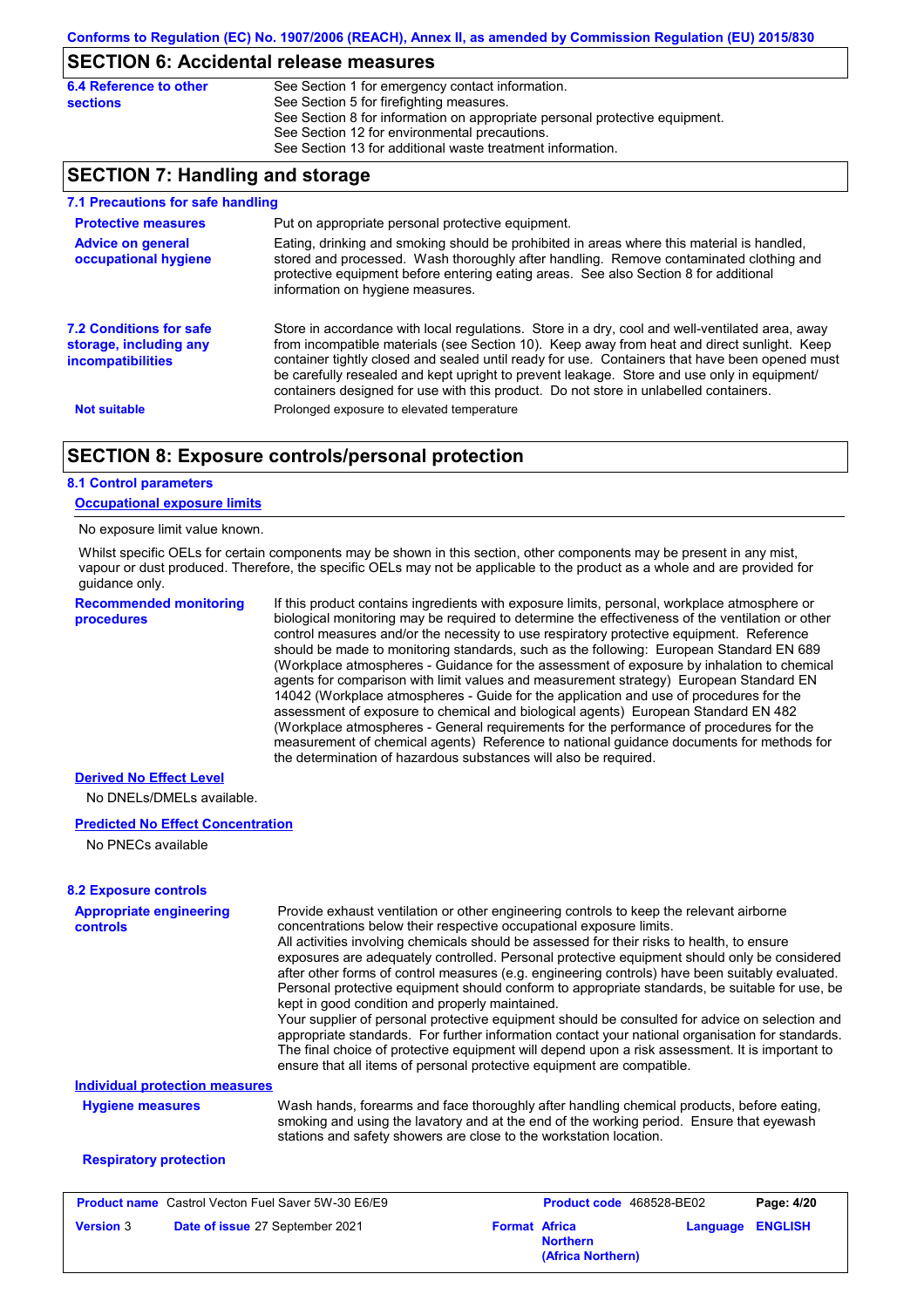## SECTION 6: Accidental release measures

**6.4 Reference to other sections**

See Section 1 for emergency contact information.
See Section 5 for firefighting measures.
See Section 8 for information on appropriate personal protective equipment.
See Section 12 for environmental precautions.
See Section 13 for additional waste treatment information.

## SECTION 7: Handling and storage

### 7.1 Precautions for safe handling

**Protective measures**

Put on appropriate personal protective equipment.

**Advice on general occupational hygiene**

Eating, drinking and smoking should be prohibited in areas where this material is handled, stored and processed. Wash thoroughly after handling. Remove contaminated clothing and protective equipment before entering eating areas. See also Section 8 for additional information on hygiene measures.

### 7.2 Conditions for safe storage, including any incompatibilities

Store in accordance with local regulations. Store in a dry, cool and well-ventilated area, away from incompatible materials (see Section 10). Keep away from heat and direct sunlight. Keep container tightly closed and sealed until ready for use. Containers that have been opened must be carefully resealed and kept upright to prevent leakage. Store and use only in equipment/ containers designed for use with this product. Do not store in unlabelled containers.

**Not suitable**

Prolonged exposure to elevated temperature

## SECTION 8: Exposure controls/personal protection

### 8.1 Control parameters

**Occupational exposure limits**

No exposure limit value known.

Whilst specific OELs for certain components may be shown in this section, other components may be present in any mist, vapour or dust produced. Therefore, the specific OELs may not be applicable to the product as a whole and are provided for guidance only.

**Recommended monitoring procedures**

If this product contains ingredients with exposure limits, personal, workplace atmosphere or biological monitoring may be required to determine the effectiveness of the ventilation or other control measures and/or the necessity to use respiratory protective equipment. Reference should be made to monitoring standards, such as the following: European Standard EN 689 (Workplace atmospheres - Guidance for the assessment of exposure by inhalation to chemical agents for comparison with limit values and measurement strategy) European Standard EN 14042 (Workplace atmospheres - Guide for the application and use of procedures for the assessment of exposure to chemical and biological agents) European Standard EN 482 (Workplace atmospheres - General requirements for the performance of procedures for the measurement of chemical agents) Reference to national guidance documents for methods for the determination of hazardous substances will also be required.

**Derived No Effect Level**

No DNELs/DMELs available.

**Predicted No Effect Concentration**

No PNECs available

### 8.2 Exposure controls

**Appropriate engineering controls**

Provide exhaust ventilation or other engineering controls to keep the relevant airborne concentrations below their respective occupational exposure limits.
All activities involving chemicals should be assessed for their risks to health, to ensure exposures are adequately controlled. Personal protective equipment should only be considered after other forms of control measures (e.g. engineering controls) have been suitably evaluated. Personal protective equipment should conform to appropriate standards, be suitable for use, be kept in good condition and properly maintained.
Your supplier of personal protective equipment should be consulted for advice on selection and appropriate standards. For further information contact your national organisation for standards. The final choice of protective equipment will depend upon a risk assessment. It is important to ensure that all items of personal protective equipment are compatible.

**Individual protection measures**

**Hygiene measures**

Wash hands, forearms and face thoroughly after handling chemical products, before eating, smoking and using the lavatory and at the end of the working period. Ensure that eyewash stations and safety showers are close to the workstation location.

**Respiratory protection**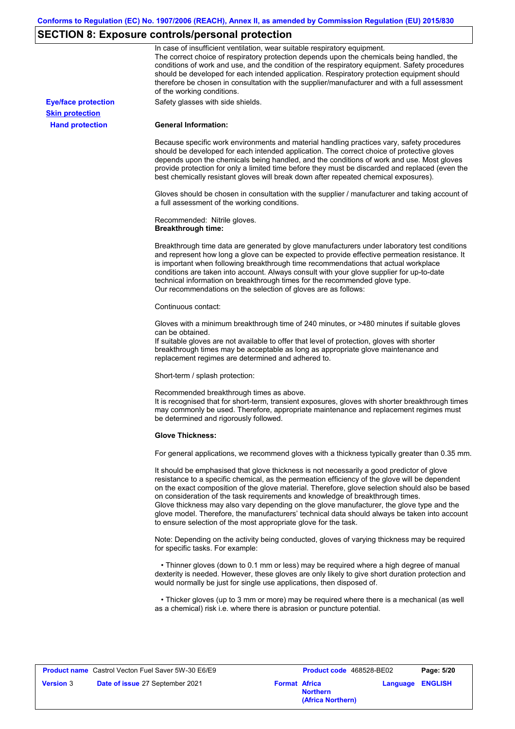## SECTION 8: Exposure controls/personal protection

In case of insufficient ventilation, wear suitable respiratory equipment.
The correct choice of respiratory protection depends upon the chemicals being handled, the conditions of work and use, and the condition of the respiratory equipment. Safety procedures should be developed for each intended application. Respiratory protection equipment should therefore be chosen in consultation with the supplier/manufacturer and with a full assessment of the working conditions.

**Eye/face protection**

Safety glasses with side shields.

**Skin protection**

**Hand protection**

**General Information:**

Because specific work environments and material handling practices vary, safety procedures should be developed for each intended application. The correct choice of protective gloves depends upon the chemicals being handled, and the conditions of work and use. Most gloves provide protection for only a limited time before they must be discarded and replaced (even the best chemically resistant gloves will break down after repeated chemical exposures).

Gloves should be chosen in consultation with the supplier / manufacturer and taking account of a full assessment of the working conditions.

Recommended: Nitrile gloves.
**Breakthrough time:**

Breakthrough time data are generated by glove manufacturers under laboratory test conditions and represent how long a glove can be expected to provide effective permeation resistance. It is important when following breakthrough time recommendations that actual workplace conditions are taken into account. Always consult with your glove supplier for up-to-date technical information on breakthrough times for the recommended glove type.
Our recommendations on the selection of gloves are as follows:

Continuous contact:

Gloves with a minimum breakthrough time of 240 minutes, or >480 minutes if suitable gloves can be obtained.
If suitable gloves are not available to offer that level of protection, gloves with shorter breakthrough times may be acceptable as long as appropriate glove maintenance and replacement regimes are determined and adhered to.

Short-term / splash protection:

Recommended breakthrough times as above.
It is recognised that for short-term, transient exposures, gloves with shorter breakthrough times may commonly be used. Therefore, appropriate maintenance and replacement regimes must be determined and rigorously followed.

**Glove Thickness:**

For general applications, we recommend gloves with a thickness typically greater than 0.35 mm.

It should be emphasised that glove thickness is not necessarily a good predictor of glove resistance to a specific chemical, as the permeation efficiency of the glove will be dependent on the exact composition of the glove material. Therefore, glove selection should also be based on consideration of the task requirements and knowledge of breakthrough times.
Glove thickness may also vary depending on the glove manufacturer, the glove type and the glove model. Therefore, the manufacturers' technical data should always be taken into account to ensure selection of the most appropriate glove for the task.

Note: Depending on the activity being conducted, gloves of varying thickness may be required for specific tasks. For example:

- Thinner gloves (down to 0.1 mm or less) may be required where a high degree of manual dexterity is needed. However, these gloves are only likely to give short duration protection and would normally be just for single use applications, then disposed of.

- Thicker gloves (up to 3 mm or more) may be required where there is a mechanical (as well as a chemical) risk i.e. where there is abrasion or puncture potential.

| **Product name** Castrol Vecton Fuel Saver 5W-30 E6/E9 | | **Product code** 468528-BE02 | **Page: 5/20** |
|---|---|---|---|
| **Version** 3 | **Date of issue** 27 September 2021 | **Format Africa Northern (Africa Northern)** | **Language ENGLISH** |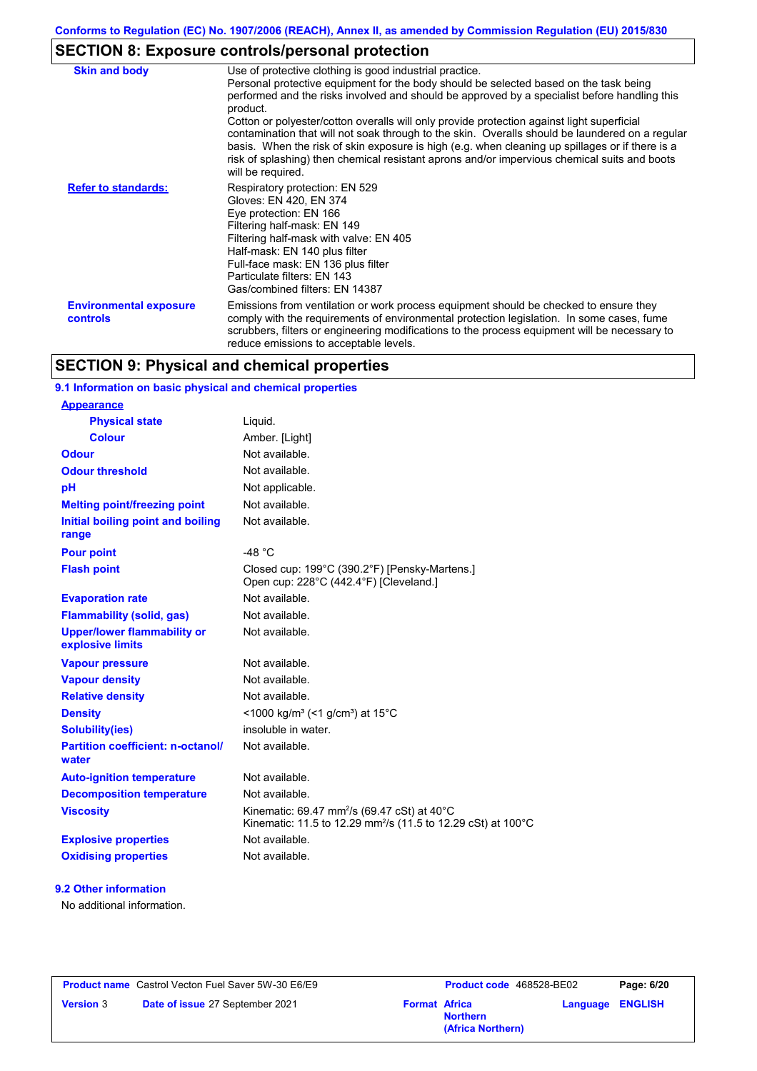## SECTION 8: Exposure controls/personal protection

| | |
|---|---|
| **Skin and body** | Use of protective clothing is good industrial practice. Personal protective equipment for the body should be selected based on the task being performed and the risks involved and should be approved by a specialist before handling this product. Cotton or polyester/cotton overalls will only provide protection against light superficial contamination that will not soak through to the skin. Overalls should be laundered on a regular basis. When the risk of skin exposure is high (e.g. when cleaning up spillages or if there is a risk of splashing) then chemical resistant aprons and/or impervious chemical suits and boots will be required. |
| **Refer to standards:** | Respiratory protection: EN 529<br>Gloves: EN 420, EN 374<br>Eye protection: EN 166<br>Filtering half-mask: EN 149<br>Filtering half-mask with valve: EN 405<br>Half-mask: EN 140 plus filter<br>Full-face mask: EN 136 plus filter<br>Particulate filters: EN 143<br>Gas/combined filters: EN 14387 |
| **Environmental exposure controls** | Emissions from ventilation or work process equipment should be checked to ensure they comply with the requirements of environmental protection legislation. In some cases, fume scrubbers, filters or engineering modifications to the process equipment will be necessary to reduce emissions to acceptable levels. |

## SECTION 9: Physical and chemical properties

### 9.1 Information on basic physical and chemical properties

| | |
|---|---|
| **Appearance** | |
| **Physical state** | Liquid. |
| **Colour** | Amber. [Light] |
| **Odour** | Not available. |
| **Odour threshold** | Not available. |
| **pH** | Not applicable. |
| **Melting point/freezing point** | Not available. |
| **Initial boiling point and boiling range** | Not available. |
| **Pour point** | -48 °C |
| **Flash point** | Closed cup: 199°C (390.2°F) [Pensky-Martens.]<br>Open cup: 228°C (442.4°F) [Cleveland.] |
| **Evaporation rate** | Not available. |
| **Flammability (solid, gas)** | Not available. |
| **Upper/lower flammability or explosive limits** | Not available. |
| **Vapour pressure** | Not available. |
| **Vapour density** | Not available. |
| **Relative density** | Not available. |
| **Density** | <1000 kg/m³ (<1 g/cm³) at 15°C |
| **Solubility(ies)** | insoluble in water. |
| **Partition coefficient: n-octanol/water** | Not available. |
| **Auto-ignition temperature** | Not available. |
| **Decomposition temperature** | Not available. |
| **Viscosity** | Kinematic: 69.47 mm²/s (69.47 cSt) at 40°C<br>Kinematic: 11.5 to 12.29 mm²/s (11.5 to 12.29 cSt) at 100°C |
| **Explosive properties** | Not available. |
| **Oxidising properties** | Not available. |

### 9.2 Other information

No additional information.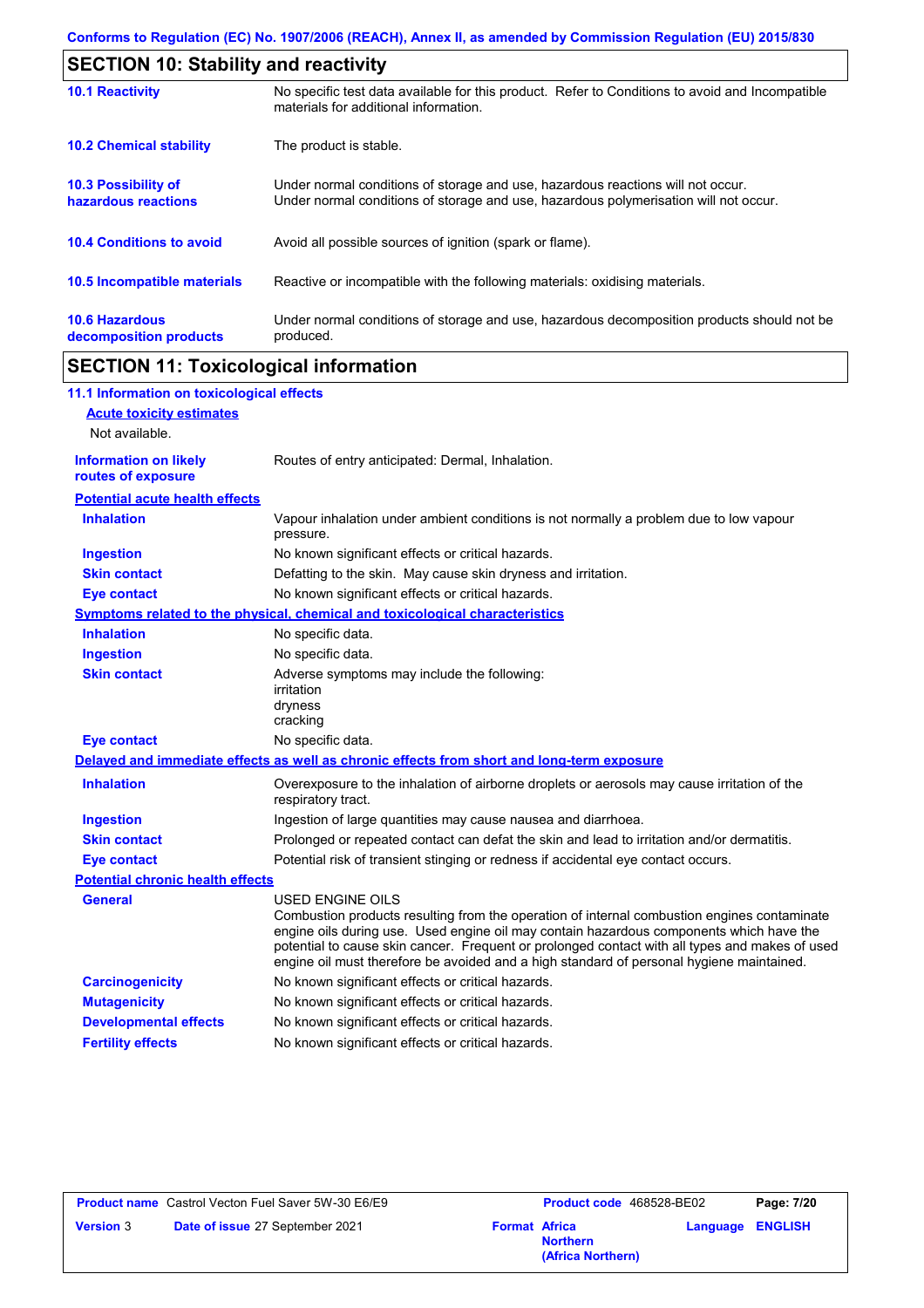## SECTION 10: Stability and reactivity

| | |
|---|---|
| **10.1 Reactivity** | No specific test data available for this product. Refer to Conditions to avoid and Incompatible materials for additional information. |
| **10.2 Chemical stability** | The product is stable. |
| **10.3 Possibility of hazardous reactions** | Under normal conditions of storage and use, hazardous reactions will not occur. Under normal conditions of storage and use, hazardous polymerisation will not occur. |
| **10.4 Conditions to avoid** | Avoid all possible sources of ignition (spark or flame). |
| **10.5 Incompatible materials** | Reactive or incompatible with the following materials: oxidising materials. |
| **10.6 Hazardous decomposition products** | Under normal conditions of storage and use, hazardous decomposition products should not be produced. |

## SECTION 11: Toxicological information

### 11.1 Information on toxicological effects

**Acute toxicity estimates**

Not available.

| | |
|---|---|
| **Information on likely routes of exposure** | Routes of entry anticipated: Dermal, Inhalation. |

**Potential acute health effects**

| | |
|---|---|
| **Inhalation** | Vapour inhalation under ambient conditions is not normally a problem due to low vapour pressure. |
| **Ingestion** | No known significant effects or critical hazards. |
| **Skin contact** | Defatting to the skin. May cause skin dryness and irritation. |
| **Eye contact** | No known significant effects or critical hazards. |

**Symptoms related to the physical, chemical and toxicological characteristics**

| | |
|---|---|
| **Inhalation** | No specific data. |
| **Ingestion** | No specific data. |
| **Skin contact** | Adverse symptoms may include the following:<br>irritation<br>dryness<br>cracking |
| **Eye contact** | No specific data. |

**Delayed and immediate effects as well as chronic effects from short and long-term exposure**

| | |
|---|---|
| **Inhalation** | Overexposure to the inhalation of airborne droplets or aerosols may cause irritation of the respiratory tract. |
| **Ingestion** | Ingestion of large quantities may cause nausea and diarrhoea. |
| **Skin contact** | Prolonged or repeated contact can defat the skin and lead to irritation and/or dermatitis. |
| **Eye contact** | Potential risk of transient stinging or redness if accidental eye contact occurs. |

**Potential chronic health effects**

| | |
|---|---|
| **General** | USED ENGINE OILS<br>Combustion products resulting from the operation of internal combustion engines contaminate engine oils during use. Used engine oil may contain hazardous components which have the potential to cause skin cancer. Frequent or prolonged contact with all types and makes of used engine oil must therefore be avoided and a high standard of personal hygiene maintained. |
| **Carcinogenicity** | No known significant effects or critical hazards. |
| **Mutagenicity** | No known significant effects or critical hazards. |
| **Developmental effects** | No known significant effects or critical hazards. |
| **Fertility effects** | No known significant effects or critical hazards. |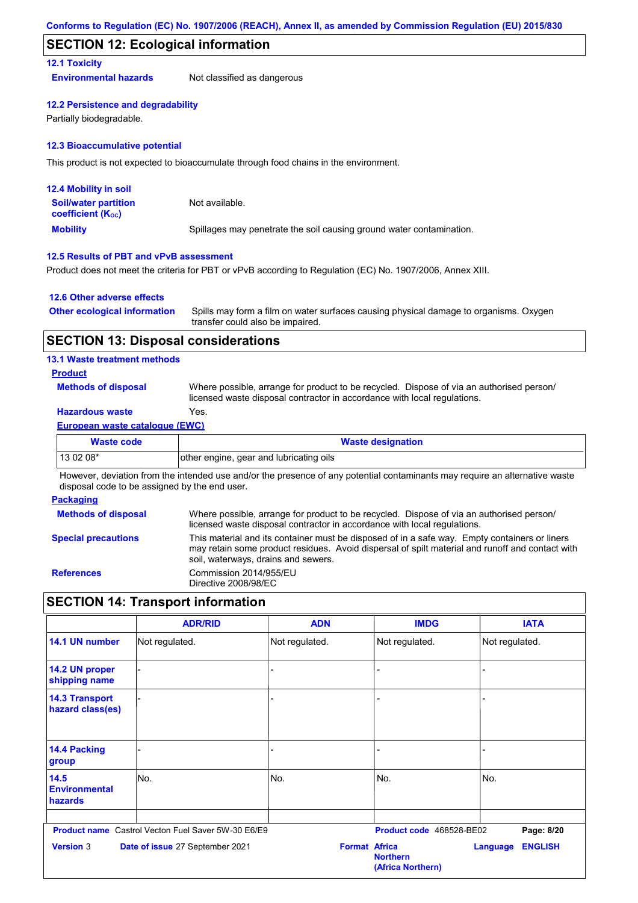Conforms to Regulation (EC) No. 1907/2006 (REACH), Annex II, as amended by Commission Regulation (EU) 2015/830

## SECTION 12: Ecological information

### 12.1 Toxicity

**Environmental hazards** Not classified as dangerous

### 12.2 Persistence and degradability

Partially biodegradable.

### 12.3 Bioaccumulative potential

This product is not expected to bioaccumulate through food chains in the environment.

### 12.4 Mobility in soil

**Soil/water partition coefficient ($K_{OC}$)** Not available.

**Mobility** Spillages may penetrate the soil causing ground water contamination.

### 12.5 Results of PBT and vPvB assessment

Product does not meet the criteria for PBT or vPvB according to Regulation (EC) No. 1907/2006, Annex XIII.

### 12.6 Other adverse effects

**Other ecological information** Spills may form a film on water surfaces causing physical damage to organisms. Oxygen transfer could also be impaired.

## SECTION 13: Disposal considerations

### 13.1 Waste treatment methods

**Product**

**Methods of disposal** Where possible, arrange for product to be recycled. Dispose of via an authorised person/ licensed waste disposal contractor in accordance with local regulations.

**Hazardous waste** Yes.

**European waste catalogue (EWC)**

| Waste code | Waste designation |
|---|---|
| 13 02 08* | other engine, gear and lubricating oils |

However, deviation from the intended use and/or the presence of any potential contaminants may require an alternative waste disposal code to be assigned by the end user.

**Packaging**

**Methods of disposal** Where possible, arrange for product to be recycled. Dispose of via an authorised person/ licensed waste disposal contractor in accordance with local regulations.

**Special precautions** This material and its container must be disposed of in a safe way. Empty containers or liners may retain some product residues. Avoid dispersal of spilt material and runoff and contact with soil, waterways, drains and sewers.

**References** Commission 2014/955/EU
Directive 2008/98/EC

## SECTION 14: Transport information

| | ADR/RID | ADN | IMDG | IATA |
|---|---|---|---|---|
| 14.1 UN number | Not regulated. | Not regulated. | Not regulated. | Not regulated. |
| 14.2 UN proper shipping name | - | - | - | - |
| 14.3 Transport hazard class(es) | - | - | - | - |
| 14.4 Packing group | - | - | - | - |
| 14.5 Environmental hazards | No. | No. | No. | No. |

**Product name** Castrol Vecton Fuel Saver 5W-30 E6/E9 **Product code** 468528-BE02

**Version** 3 **Date of issue** 27 September 2021 **Format** Africa Northern (Africa Northern) **Language** ENGLISH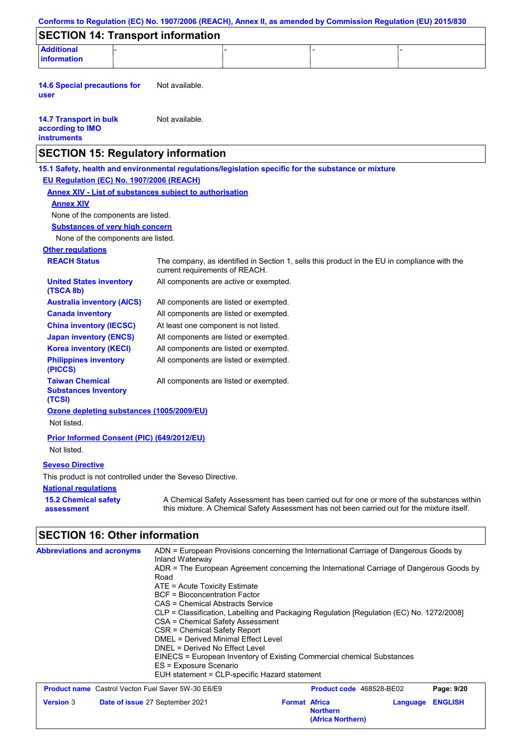## SECTION 14: Transport information

| Additional information | - | - | - | - |
|---|---|---|---|---|

**14.6 Special precautions for user** Not available.

**14.7 Transport in bulk according to IMO instruments** Not available.

## SECTION 15: Regulatory information

**15.1 Safety, health and environmental regulations/legislation specific for the substance or mixture**

**EU Regulation (EC) No. 1907/2006 (REACH)**

**Annex XIV - List of substances subject to authorisation**

**Annex XIV**

None of the components are listed.

**Substances of very high concern**

None of the components are listed.

**Other regulations**

| | |
|---|---|
| **REACH Status** | The company, as identified in Section 1, sells this product in the EU in compliance with the current requirements of REACH. |
| **United States inventory (TSCA 8b)** | All components are active or exempted. |
| **Australia inventory (AICS)** | All components are listed or exempted. |
| **Canada inventory** | All components are listed or exempted. |
| **China inventory (IECSC)** | At least one component is not listed. |
| **Japan inventory (ENCS)** | All components are listed or exempted. |
| **Korea inventory (KECI)** | All components are listed or exempted. |
| **Philippines inventory (PICCS)** | All components are listed or exempted. |
| **Taiwan Chemical Substances Inventory (TCSI)** | All components are listed or exempted. |

**Ozone depleting substances (1005/2009/EU)**

Not listed.

**Prior Informed Consent (PIC) (649/2012/EU)**

Not listed.

**Seveso Directive**

This product is not controlled under the Seveso Directive.

**National regulations**

**15.2 Chemical safety assessment** A Chemical Safety Assessment has been carried out for one or more of the substances within this mixture. A Chemical Safety Assessment has not been carried out for the mixture itself.

## SECTION 16: Other information

**Abbreviations and acronyms**

ADN = European Provisions concerning the International Carriage of Dangerous Goods by Inland Waterway
ADR = The European Agreement concerning the International Carriage of Dangerous Goods by Road
ATE = Acute Toxicity Estimate
BCF = Bioconcentration Factor
CAS = Chemical Abstracts Service
CLP = Classification, Labelling and Packaging Regulation [Regulation (EC) No. 1272/2008]
CSA = Chemical Safety Assessment
CSR = Chemical Safety Report
DMEL = Derived Minimal Effect Level
DNEL = Derived No Effect Level
EINECS = European Inventory of Existing Commercial chemical Substances
ES = Exposure Scenario
EUH statement = CLP-specific Hazard statement

| **Product name** Castrol Vecton Fuel Saver 5W-30 E6/E9 | | **Product code** 468528-BE02 | |
|---|---|---|---|
| **Version** 3 | **Date of issue** 27 September 2021 | **Format** Africa Northern (Africa Northern) | **Language** ENGLISH |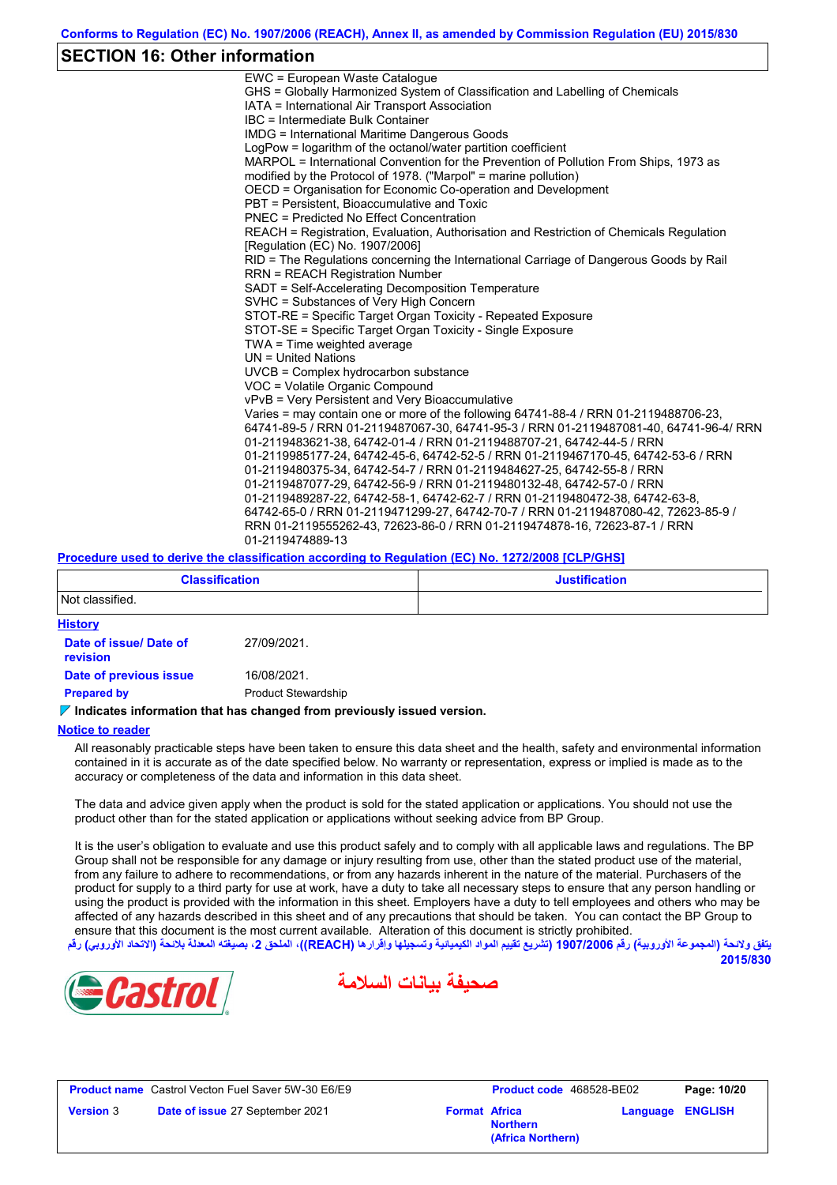## SECTION 16: Other information

EWC = European Waste Catalogue
GHS = Globally Harmonized System of Classification and Labelling of Chemicals
IATA = International Air Transport Association
IBC = Intermediate Bulk Container
IMDG = International Maritime Dangerous Goods
LogPow = logarithm of the octanol/water partition coefficient
MARPOL = International Convention for the Prevention of Pollution From Ships, 1973 as modified by the Protocol of 1978. ("Marpol" = marine pollution)
OECD = Organisation for Economic Co-operation and Development
PBT = Persistent, Bioaccumulative and Toxic
PNEC = Predicted No Effect Concentration
REACH = Registration, Evaluation, Authorisation and Restriction of Chemicals Regulation [Regulation (EC) No. 1907/2006]
RID = The Regulations concerning the International Carriage of Dangerous Goods by Rail
RRN = REACH Registration Number
SADT = Self-Accelerating Decomposition Temperature
SVHC = Substances of Very High Concern
STOT-RE = Specific Target Organ Toxicity - Repeated Exposure
STOT-SE = Specific Target Organ Toxicity - Single Exposure
TWA = Time weighted average
UN = United Nations
UVCB = Complex hydrocarbon substance
VOC = Volatile Organic Compound
vPvB = Very Persistent and Very Bioaccumulative
Varies = may contain one or more of the following 64741-88-4 / RRN 01-2119488706-23, 64741-89-5 / RRN 01-2119487067-30, 64741-95-3 / RRN 01-2119487081-40, 64741-96-4/ RRN 01-2119483621-38, 64742-01-4 / RRN 01-2119488707-21, 64742-44-5 / RRN 01-2119985177-24, 64742-45-6, 64742-52-5 / RRN 01-2119467170-45, 64742-53-6 / RRN 01-2119480375-34, 64742-54-7 / RRN 01-2119484627-25, 64742-55-8 / RRN 01-2119487077-29, 64742-56-9 / RRN 01-2119480132-48, 64742-57-0 / RRN 01-2119489287-22, 64742-58-1, 64742-62-7 / RRN 01-2119480472-38, 64742-63-8, 64742-65-0 / RRN 01-2119471299-27, 64742-70-7 / RRN 01-2119487080-42, 72623-85-9 / RRN 01-2119555262-43, 72623-86-0 / RRN 01-2119474878-16, 72623-87-1 / RRN 01-2119474889-13

**Procedure used to derive the classification according to Regulation (EC) No. 1272/2008 [CLP/GHS]**

| Classification | Justification |
|---|---|
| Not classified. | |

**History**

**Date of issue/ Date of revision** 27/09/2021.

**Date of previous issue** 16/08/2021.

**Prepared by** Product Stewardship

**Indicates information that has changed from previously issued version.**

**Notice to reader**

All reasonably practicable steps have been taken to ensure this data sheet and the health, safety and environmental information contained in it is accurate as of the date specified below. No warranty or representation, express or implied is made as to the accuracy or completeness of the data and information in this data sheet.

The data and advice given apply when the product is sold for the stated application or applications. You should not use the product other than for the stated application or applications without seeking advice from BP Group.

It is the user's obligation to evaluate and use this product safely and to comply with all applicable laws and regulations. The BP Group shall not be responsible for any damage or injury resulting from use, other than the stated product use of the material, from any failure to adhere to recommendations, or from any hazards inherent in the nature of the material. Purchasers of the product for supply to a third party for use at work, have a duty to take all necessary steps to ensure that any person handling or using the product is provided with the information in this sheet. Employers have a duty to tell employees and others who may be affected of any hazards described in this sheet and of any precautions that should be taken. You can contact the BP Group to ensure that this document is the current one available. Alteration of this document is strictly prohibited.

يتفق ولائحة (المجموعة الأوروبية) رقم 1907/2006 (تشريع تقييم المواد الكيميائية وتسجيلها وإقرارها (REACH))، الملحق 2، بصيغته المعدلة بلائحة (الاتحاد الأوروبي) رقم 2015/830

صحيفة بيانات السلامة

| Product name | Castrol Vecton Fuel Saver 5W-30 E6/E9 | Product code | 468528-BE02 | Page: 10/20 |
|---|---|---|---|---|
| Version 3 | Date of issue 27 September 2021 | Format Africa Northern (Africa Northern) | Language ENGLISH | |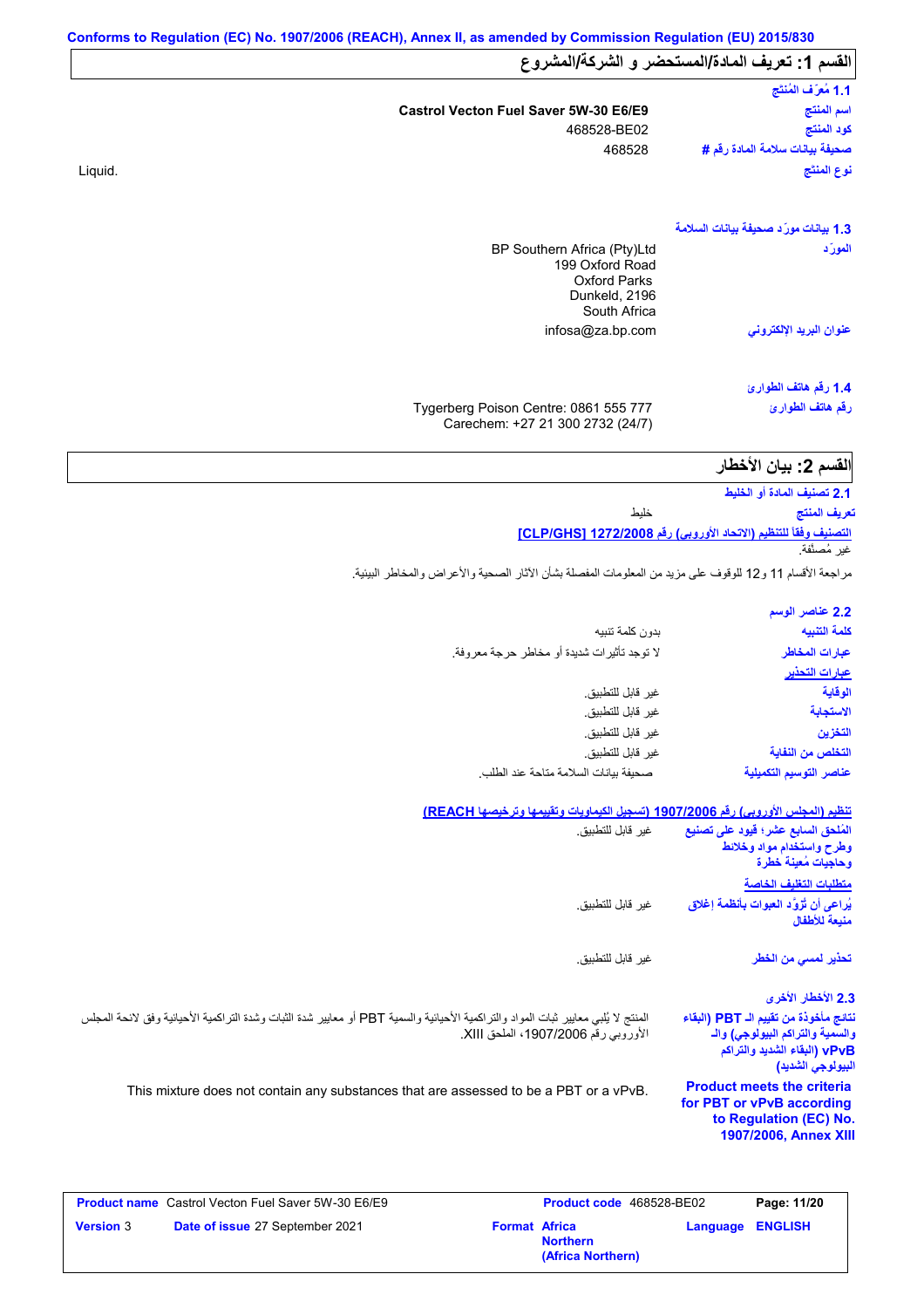Conforms to Regulation (EC) No. 1907/2006 (REACH), Annex II, as amended by Commission Regulation (EU) 2015/830

## القسم 1: تعريف المادة/المستحضر و الشركة/المشروع

### 1.1 مُعرِّف المُنتَج

| | |
|---|---|
| اسم المنتج | Castrol Vecton Fuel Saver 5W-30 E6/E9 |
| كود المنتج | 468528-BE02 |
| صحيفة بيانات سلامة المادة رقم # | 468528 |
| نوع المنتج | Liquid. |

### 1.3 بيانات مورّد صحيفة بيانات السلامة

| | |
|---|---|
| المورّد | BP Southern Africa (Pty)Ltd<br>199 Oxford Road<br>Oxford Parks<br>Dunkeld, 2196<br>South Africa |
| عنوان البريد الإلكتروني | infosa@za.bp.com |

### 1.4 رقم هاتف الطوارئ

| | |
|---|---|
| رقم هاتف الطوارئ | Tygerberg Poison Centre: 0861 555 777<br>Carechem: +27 21 300 2732 (24/7) |

## القسم 2: بيان الأخطار

### 2.1 تصنيف المادة أو الخليط

| | |
|---|---|
| تعريف المنتج | خليط |

**التصنيف وفقًا للتنظيم (الاتحاد الأوروبي) رقم 1272/2008 [CLP/GHS]**

غير مُصنَّفة.

مراجعة الأقسام 11 و12 للوقوف على مزيد من المعلومات المفصلة بشأن الآثار الصحية والأعراض والمخاطر البيئية.

### 2.2 عناصر الوسم

| | |
|---|---|
| كلمة التنبيه | بدون كلمة تنبيه |
| عبارات المخاطر | لا توجد تأثيرات شديدة أو مخاطر حرجة معروفة. |

**عبارات التحذير**

| | |
|---|---|
| الوقاية | غير قابل للتطبيق. |
| الاستجابة | غير قابل للتطبيق. |
| التخزين | غير قابل للتطبيق. |
| التخلص من النفاية | غير قابل للتطبيق. |
| عناصر التوسيم التكميلية | صحيفة بيانات السلامة متاحة عند الطلب. |

**تنظيم (المجلس الأوروبي) رقم 1907/2006 (تسجيل الكيماويات وتقييمها وترخيصها REACH)**

| | |
|---|---|
| المُلحق السابع عشر؛ قيود على تصنيع وطرح واستخدام مواد وخلائط وحاجيات مُعينة خطرة | غير قابل للتطبيق. |

**متطلبات التغليف الخاصة**

| | |
|---|---|
| يُراعى أن تُزوَّد العبوات بأنظمة إغلاق منيعة للأطفال | غير قابل للتطبيق. |
| تحذير لمسي من الخطر | غير قابل للتطبيق. |

### 2.3 الأخطار الأخرى

| | |
|---|---|
| نتائج مأخوذة من تقييم الـ PBT (البقاء والسمية والتراكم البيولوجي) والـ vPvB (البقاء الشديد والتراكم البيولوجي الشديد) | المنتج لا يُلبي معايير ثبات المواد والتراكمية الأحيائية والسمية PBT أو معايير شدة الثبات وشدة التراكمية الأحيائية وفق لائحة المجلس الأوروبي رقم 1907/2006، الملحق XIII. |
| Product meets the criteria for PBT or vPvB according to Regulation (EC) No. 1907/2006, Annex XIII | This mixture does not contain any substances that are assessed to be a PBT or a vPvB. |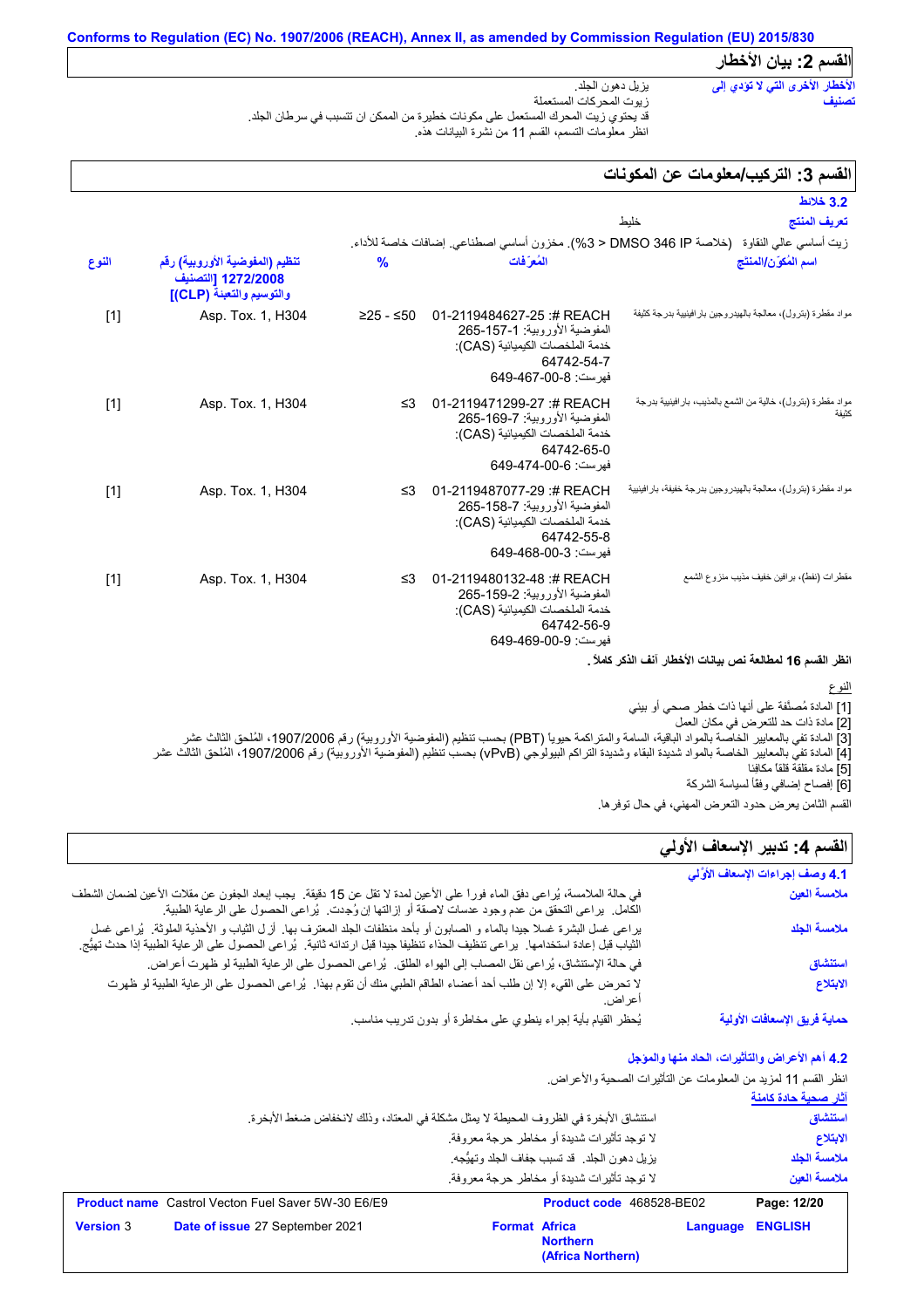Conforms to Regulation (EC) No. 1907/2006 (REACH), Annex II, as amended by Commission Regulation (EU) 2015/830

## القسم 2: بيان الأخطار

**الأخطار الأخرى التي لا تؤدي إلى تصنيف**

يزيل دهون الجلد.
زيوت المحركات المستعملة
قد يحتوي زيت المحرك المستعمل على مكونات خطيرة من الممكن ان تتسبب في سرطان الجلد.
انظر معلومات التسمم، القسم 11 من نشرة البيانات هذه.

## القسم 3: التركيب/معلومات عن المكونات

### 3.2 خلائط

**تعريف المنتج** خليط

زيت أساسي عالي النقاوة (خلاصة DMSO 346 IP < 3%). مخزون أساسي اصطناعي. إضافات خاصة للأداء.

| اسم المُكوِّن/المنتج | المُعرِّفات | % | تنظيم (المفوضية الأوروبية) رقم 1272/2008 [التصنيف والتوسيم والتعبئة (CLP)] | النوع |
|---|---|---|---|---|
| مواد مقطرة (بترول)، معالجة بالهيدروجين بارافينية بدرجة كثيفة | REACH #: 01-2119484627-25 المفوضية الأوروبية: 265-157-1 خدمة الملخصات الكيميائية (CAS): 64742-54-7 فهرست: 649-467-00-8 | ≥25 - ≤50 | Asp. Tox. 1, H304 | [1] |
| مواد مقطرة (بترول)، خالية من الشمع بالمذيب، بارافينية بدرجة كثيفة | REACH #: 01-2119471299-27 المفوضية الأوروبية: 265-169-7 خدمة الملخصات الكيميائية (CAS): 64742-65-0 فهرست: 649-474-00-6 | ≤3 | Asp. Tox. 1, H304 | [1] |
| مواد مقطرة (بترول)، معالجة بالهيدروجين بدرجة خفيفة، بارافينية | REACH #: 01-2119487077-29 المفوضية الأوروبية: 265-158-7 خدمة الملخصات الكيميائية (CAS): 64742-55-8 فهرست: 649-468-00-3 | ≤3 | Asp. Tox. 1, H304 | [1] |
| مقطرات (نفط)، برافين خفيف مذيب منزوع الشمع | REACH #: 01-2119480132-48 المفوضية الأوروبية: 265-159-2 خدمة الملخصات الكيميائية (CAS): 64742-56-9 فهرست: 649-469-00-9 | ≤3 | Asp. Tox. 1, H304 | [1] |

**انظر القسم 16 لمطالعة نص بيانات الأخطار آنف الذكر كاملاً.**

النوع

[1] المادة مُصنَّفة على أنها ذات خطر صحي أو بيئي
[2] مادة ذات حد للتعرض في مكان العمل
[3] المادة تفي بالمعايير الخاصة بالمواد الباقية، السامة والمتراكمة حيويا (PBT) بحسب تنظيم (المفوضية الأوروبية) رقم 1907/2006، المُلحق الثالث عشر
[4] المادة تفي بالمعايير الخاصة بالمواد شديدة البقاء وشديدة التراكم البيولوجي (vPvB) بحسب تنظيم (المفوضية الأوروبية) رقم 1907/2006، المُلحق الثالث عشر
[5] مادة مقلقة قلقاً مكافِئا
[6] إفصاح إضافي وفقاً لسياسة الشركة

القسم الثامن يعرض حدود التعرض المهني، في حال توفرها.

## القسم 4: تدبير الإسعاف الأولي

### 4.1 وصف إجراءات الإسعاف الأوّلي

**ملامسة العين** في حالة الملامسة، يُراعى دفق الماء فورا على الأعين لمدة لا تقل عن 15 دقيقة. يجب إبعاد الجفون عن مقلات الأعين لضمان الشطف الكامل. يراعى التحقق من عدم وجود عدسات لاصقة أو إزالتها إن وُجِدت. يُراعى الحصول على الرعاية الطبية.

**ملامسة الجلد** يراعى غسل البشرة غسلا جيدا بالماء و الصابون أو بأحد منظفات الجلد المعترف بها. أزل الثياب و الأحذية الملوثة. يُراعى غسل الثياب قبل إعادة استخدامها. يراعى تنظيف الحذاء تنظيفا جيدا قبل ارتدائه ثانية. يُراعى الحصول على الرعاية الطبية إذا حدث تهيُّج.

**استنشاق** في حالة الإستنشاق، يُراعى نقل المصاب إلى الهواء الطلق. يُراعى الحصول على الرعاية الطبية لو ظهرت أعراض.

**الابتلاع** لا تحرض على القيء إلا إن طلب أحد أعضاء الطاقم الطبي منك أن تقوم بهذا. يُراعى الحصول على الرعاية الطبية لو ظهرت أعراض.

**حماية فريق الإسعافات الأولية** يُحظر القيام بأية إجراء ينطوي على مخاطرة أو بدون تدريب مناسب.

### 4.2 أهم الأعراض والتأثيرات، الحاد منها والمؤجل

انظر القسم 11 لمزيد من المعلومات عن التأثيرات الصحية والأعراض.

**آثار صحية حادة كامنة**

**استنشاق** استنشاق الأبخرة في الظروف المحيطة لا يمثل مشكلة في المعتاد، وذلك لانخفاض ضغط الأبخرة.

**الابتلاع** لا توجد تأثيرات شديدة أو مخاطر حرجة معروفة.

**ملامسة الجلد** يزيل دهون الجلد. قد تسبب جفاف الجلد وتهيُّجه.

**ملامسة العين** لا توجد تأثيرات شديدة أو مخاطر حرجة معروفة.

| | | | |
|---|---|---|---|
| **Product name** Castrol Vecton Fuel Saver 5W-30 E6/E9 | | **Product code** 468528-BE02 | |
| **Version** 3 | **Date of issue** 27 September 2021 | **Format** Africa Northern (Africa Northern) | **Language** ENGLISH |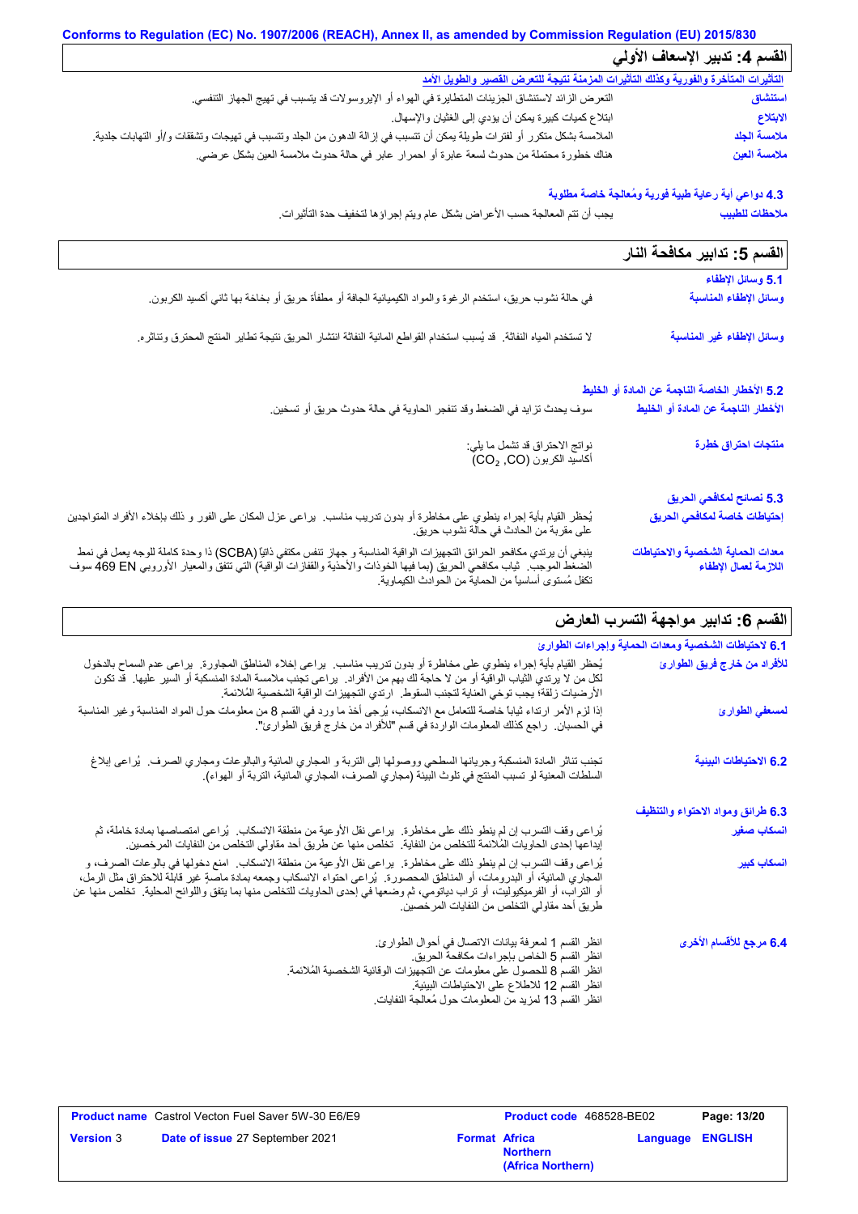## القسم 4: تدبير الإسعاف الأولي

**التأثيرات المتأخرة والفورية وكذلك التأثيرات المزمنة نتيجة للتعرض القصير والطويل الأمد**

| | |
|---|---|
| **استنشاق** | التعرض الزائد لاستنشاق الجزيئات المتطايرة في الهواء أو الإيروسولات قد يتسبب في تهيج الجهاز التنفسي. |
| **الابتلاع** | ابتلاع كميات كبيرة يمكن أن يؤدي إلى الغثيان والإسهال. |
| **ملامسة الجلد** | الملامسة بشكل متكرر أو لفترات طويلة يمكن أن تتسبب في إزالة الدهون من الجلد وتتسبب في تهيجات وتشققات و/أو التهابات جلدية. |
| **ملامسة العين** | هناك خطورة محتملة من حدوث لسعة عابرة أو احمرار عابر في حالة حدوث ملامسة العين بشكل عرضي. |

**4.3 دواعي أية رعاية طبية فورية ومُعالجة خاصة مطلوبة**

| | |
|---|---|
| **ملاحظات للطبيب** | يجب أن تتم المعالجة حسب الأعراض بشكل عام ويتم إجراؤها لتخفيف حدة التأثيرات. |

## القسم 5: تدابير مكافحة النار

**5.1 وسائل الإطفاء**

| | |
|---|---|
| **وسائل الإطفاء المناسبة** | في حالة نشوب حريق، استخدم الرغوة والمواد الكيميائية الجافة أو مطفأة حريق أو بخاخة بها ثاني أكسيد الكربون. |
| **وسائل الإطفاء غير المناسبة** | لا تستخدم المياه النفاثة. قد يُسبب استخدام القواطع المائية النفاثة انتشار الحريق نتيجة تطاير المنتج المحترق وتناثره. |

**5.2 الأخطار الخاصة الناجمة عن المادة أو الخليط**

| | |
|---|---|
| **الأخطار الناجمة عن المادة أو الخليط** | سوف يحدث تزايد في الضغط وقد تنفجر الحاوية في حالة حدوث حريق أو تسخين. |
| **منتجات احتراق خطرة** | نواتج الاحتراق قد تشمل ما يلي: أكاسيد الكربون ($CO_2$, CO) |

**5.3 نصائح لمكافحي الحريق**

| | |
|---|---|
| **إحتياطات خاصة لمكافحي الحريق** | يُحظر القيام بأية إجراء ينطوي على مخاطرة أو بدون تدريب مناسب. يراعى عزل المكان على الفور و ذلك بإخلاء الأفراد المتواجدين على مقربة من الحادث في حالة نشوب حريق. |
| **معدات الحماية الشخصية والاحتياطات اللازمة لعمال الإطفاء** | ينبغي أن يرتدي مكافحو الحرائق التجهيزات الواقية المناسبة و جهاز تنفس مكتفي ذاتيًا (SCBA) ذا وحدة كاملة للوجه يعمل في نمط الضغط الموجب. ثياب مكافحي الحريق (بما فيها الخوذات والأحذية والقفازات الواقية) التي تتفق والمعيار الأوروبي EN 469 سوف تكفل مُستوى أساسياً من الحماية من الحوادث الكيماوية. |

## القسم 6: تدابير مواجهة التسرب العارض

**6.1 لاحتياطات الشخصية ومعدات الحماية وإجراءات الطوارئ**

| | |
|---|---|
| **للأفراد من خارج فريق الطوارئ** | يُحظر القيام بأية إجراء ينطوي على مخاطرة أو بدون تدريب مناسب. يراعى إخلاء المناطق المجاورة. يراعى عدم السماح بالدخول لكل من لا يرتدي الثياب الواقية أو من لا حاجة لك بهم من الأفراد. يراعى تجنب ملامسة المادة المنسكبة أو السير عليها. قد تكون الأرضيات زلقة؛ يجب توخي العناية لتجنب السقوط. ارتدي التجهيزات الواقية الشخصية المُلائمة. |
| **لمسعفي الطوارئ** | إذا لزم الأمر ارتداء ثياباً خاصة للتعامل مع الانسكاب، يُرجى أخذ ما ورد في القسم 8 من معلومات حول المواد المناسبة وغير المناسبة في الحسبان. راجع كذلك المعلومات الواردة في قسم "للأفراد من خارج فريق الطوارئ". |

| | |
|---|---|
| **6.2 الاحتياطات البيئية** | تجنب تناثر المادة المنسكبة وجريانها السطحي ووصولها إلى التربة و المجاري المائية والبالوعات ومجاري الصرف. يُراعى إبلاغ السلطات المعنية لو تسبب المنتج في تلوث البيئة (مجاري الصرف، المجاري المائية، التربة أو الهواء). |

**6.3 طرائق ومواد الاحتواء والتنظيف**

| | |
|---|---|
| **انسكاب صغير** | يُراعى وقف التسرب إن لم ينطو ذلك على مخاطرة. يراعى نقل الأوعية من منطقة الانسكاب. يُراعى امتصاصها بمادة خاملة، ثم إيداعها إحدى الحاويات المُلائمة للتخلص من النفاية. تخلص منها عن طريق أحد مقاولي التخلص من النفايات المرخصين. |
| **انسكاب كبير** | يُراعى وقف التسرب إن لم ينطو ذلك على مخاطرة. يراعى نقل الأوعية من منطقة الانسكاب. امنع دخولها في بالوعات الصرف، و المجاري المائية، أو البدرومات، أو المناطق المحصورة. يُراعى احتواء الانسكاب وجمعه بمادة ماصة غير قابلة للاحتراق مثل الرمل، أو التراب، أو الفرميكيوليت، أو تراب دياتومي، ثم وضعها في إحدى الحاويات للتخلص منها بما يتفق واللوائح المحلية. تخلص منها عن طريق أحد مقاولي التخلص من النفايات المرخصين. |

| | |
|---|---|
| **6.4 مرجع للأقسام الأخرى** | انظر القسم 1 لمعرفة بيانات الاتصال في أحوال الطوارئ.<br>انظر القسم 5 الخاص بإجراءات مكافحة الحريق.<br>انظر القسم 8 للحصول على معلومات عن التجهيزات الوقائية الشخصية المُلائمة.<br>انظر القسم 12 للاطلاع على الاحتياطات البيئية.<br>انظر القسم 13 لمزيد من المعلومات حول مُعالجة النفايات. |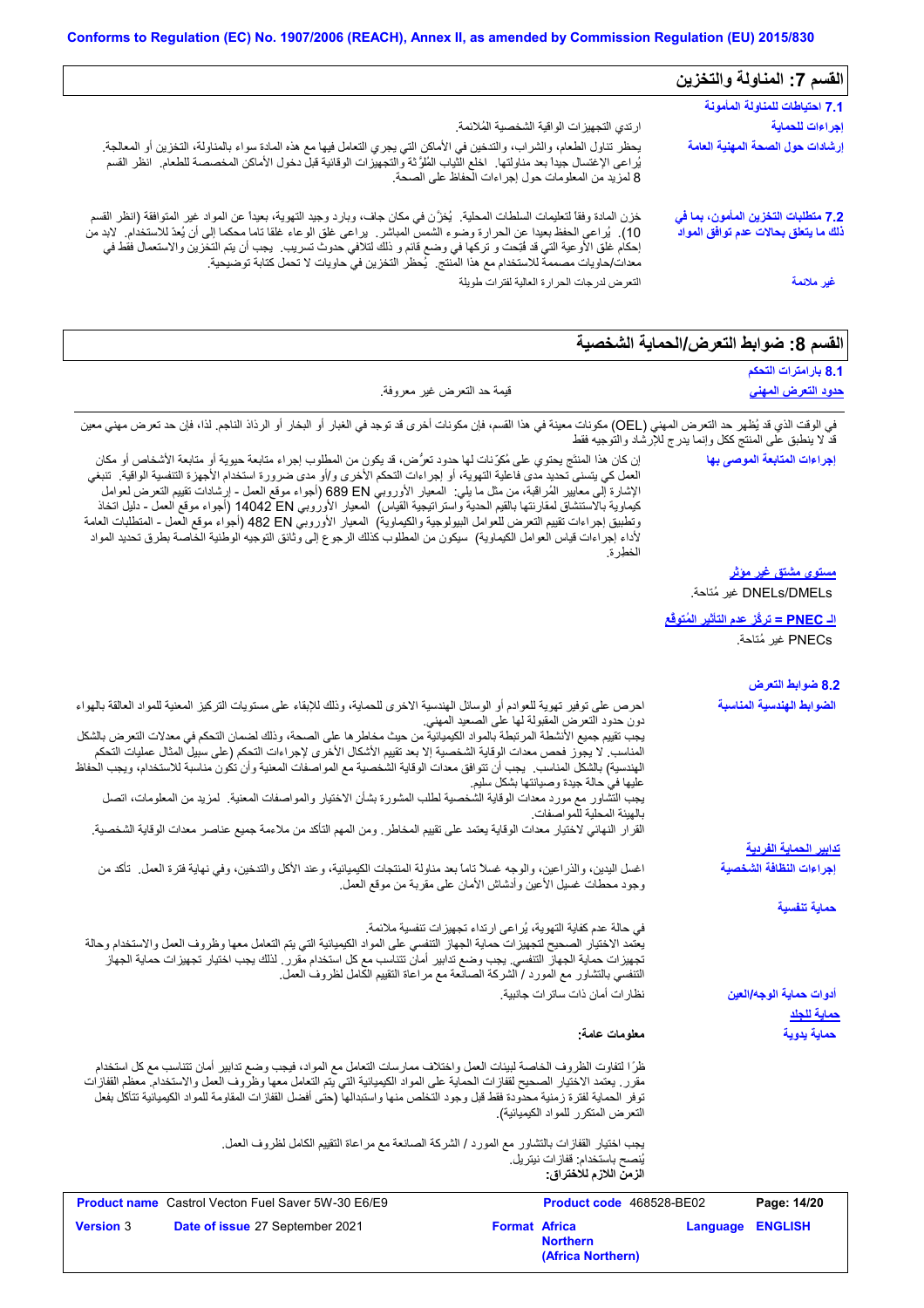## القسم 7: المناولة والتخزين

### 7.1 احتياطات للمناولة المأمونة

**إجراءات للحماية**

ارتدي التجهيزات الواقية الشخصية المُلائمة.

**إرشادات حول الصحة المهنية العامة**

يحظر تناول الطعام، والشراب، والتدخين في الأماكن التي يجري التعامل فيها مع هذه المادة سواء بالمناولة، التخزين أو المعالجة. يُراعى الإغتسال جيداً بعد مناولتها. اخلع الثّياب المُلوّثة والتجهيزات الوقائية قبل دخول الأماكن المخصصة للطعام. انظر القسم 8 لمزيد من المعلومات حول إجراءات الحفاظ على الصحة.

### 7.2 متطلبات التخزين المأمون، بما في ذلك ما يتعلق بحالات عدم توافق المواد

خزن المادة وفقاً لتعليمات السلطات المحلية. يُخزّن في مكان جاف، وبارد وجيد التهوية، بعيداً عن المواد غير المتوافقة (انظر القسم 10). يُراعى الحفظ بعيداً عن الحرارة وضوء الشمس المباشر. يراعى غلق الوعاء غلقا تاما محكما إلى أن يُعدّ للاستخدام. لابد من إحكام غلق الأوعية التي قد فُتِحت و تركها في وضع قائم و ذلك لتلافي حدوث تسريب. يجب أن يتم التخزين والاستعمال فقط في معدات/حاويات مصممة للاستخدام مع هذا المنتج. يُحظر التخزين في حاويات لا تحمل كتابة توضيحية.

**غير ملائمة**

التعرض لدرجات الحرارة العالية لفترات طويلة

## القسم 8: ضوابط التعرض/الحماية الشخصية

### 8.1 بارامترات التحكم

**حدود التعرض المهني**

قيمة حد التعرض غير معروفة.

في الوقت الذي قد يُظهر حد التعرض المهني (OEL) مكونات معينة في هذا القسم، فإن مكونات أخرى قد توجد في الغبار أو البخار أو الرذاذ الناجم. لذا، فإن حد تعرض مهني معين قد لا ينطبق على المنتج ككل وإنما يدرج للإرشاد والتوجيه فقط

**إجراءات المتابعة الموصى بها**

إن كان هذا المنتج يحتوي على مُكوّنات لها حدود تعرُّض، قد يكون من المطلوب إجراء متابعة حيوية أو متابعة الأشخاص أو مكان العمل كي يتسنى تحديد مدى فاعلية التهوية، أو إجراءات التحكم الأخرى و/أو مدى ضرورة استخدام الأجهزة التنفسية الواقية. تنبغي الإشارة إلى معايير المُراقبة، من مثل ما يلي: المعيار الأوروبي EN 689 (أجواء موقع العمل - إرشادات تقييم التعرض لعوامل كيماوية بالاستنشاق لمقارنتها بالقيم الحدية واستراتيجية القياس) المعيار الأوروبي EN 14042 (أجواء موقع العمل - دليل اتخاذ وتطبيق إجراءات تقييم التعرض للعوامل البيولوجية والكيماوية) المعيار الأوروبي EN 482 (أجواء موقع العمل - المتطلبات العامة لأداء إجراءات قياس العوامل الكيماوية) سيكون من المطلوب كذلك الرجوع إلى وثائق التوجيه الوطنية الخاصة بطرق تحديد المواد الخطرة.

**مستوى مشتق غير مؤثر**

DNELs/DMELs غير مُتاحة.

**الـ PNEC = تركّز عدم التأثير المُتوقع**

PNECs غير مُتاحة.

### 8.2 ضوابط التعرض

**الضوابط الهندسية المناسبة**

احرص على توفير تهوية للعوادم أو الوسائل الهندسية الاخرى للحماية، وذلك للإبقاء على مستويات التركيز المعنية للمواد العالقة بالهواء دون حدود التعرض المقبولة لها على الصعيد المهني.
يجب تقييم جميع الأنشطة المرتبطة بالمواد الكيميائية من حيث مخاطرها على الصحة، وذلك لضمان التحكم في معدلات التعرض بالشكل المناسب. لا يجوز فحص معدات الوقاية الشخصية إلا بعد تقييم الأشكال الأخرى لإجراءات التحكم (على سبيل المثال عمليات التحكم الهندسية) بالشكل المناسب. يجب أن تتوافق معدات الوقاية الشخصية مع المواصفات المعنية وأن تكون مناسبة للاستخدام، ويجب الحفاظ عليها في حالة جيدة وصيانتها بشكل سليم.
يجب التشاور مع مورد معدات الوقاية الشخصية لطلب المشورة بشأن الاختيار والمواصفات المعنية. لمزيد من المعلومات، اتصل بالهيئة المحلية للمواصفات.
القرار النهائي لاختيار معدات الوقاية يعتمد على تقييم المخاطر. ومن المهم التأكد من ملاءمة جميع عناصر معدات الوقاية الشخصية.

**تدابير الحماية الفردية**

**إجراءات النظافة الشخصية**

اغسل اليدين، والذراعين، والوجه غسلاً تاماً بعد مناولة المنتجات الكيميائية، وعند الأكل والتدخين، وفي نهاية فترة العمل. تأكد من وجود محطات غسيل الأعين وأدشاش الأمان على مقربة من موقع العمل.

**حماية تنفسية**

في حالة عدم كفاية التهوية، يُراعى ارتداء تجهيزات تنفسية ملائمة.
يعتمد الاختيار الصحيح لتجهيزات حماية الجهاز التنفسي على المواد الكيميائية التي يتم التعامل معها وظروف العمل والاستخدام وحالة تجهيزات حماية الجهاز التنفسي. يجب وضع تدابير أمان تتناسب مع كل استخدام مقرر. لذلك يجب اختيار تجهيزات حماية الجهاز التنفسي بالتشاور مع المورد / الشركة الصانعة مع مراعاة التقييم الكامل لظروف العمل.

**أدوات حماية الوجه/العين**

نظارات أمان ذات ساترات جانبية.

**حماية للجلد**

**حماية يدوية**

**معلومات عامة:**

ظرًا لتفاوت الظروف الخاصة لبيئات العمل واختلاف ممارسات التعامل مع المواد، فيجب وضع تدابير أمان تتناسب مع كل استخدام مقرر. يعتمد الاختيار الصحيح لقفازات الحماية على المواد الكيميائية التي يتم التعامل معها وظروف العمل والاستخدام. معظم القفازات توفر الحماية لفترة زمنية محدودة فقط قبل وجود التخلص منها واستبدالها (حتى أفضل القفازات المقاومة للمواد الكيميائية تتآكل بفعل التعرض المتكرر للمواد الكيميائية).

يجب اختيار القفازات بالتشاور مع المورد / الشركة الصانعة مع مراعاة التقييم الكامل لظروف العمل.
يُنصح باستخدام: قفازات نيتريل.
**الزمن اللازم للاختراق:**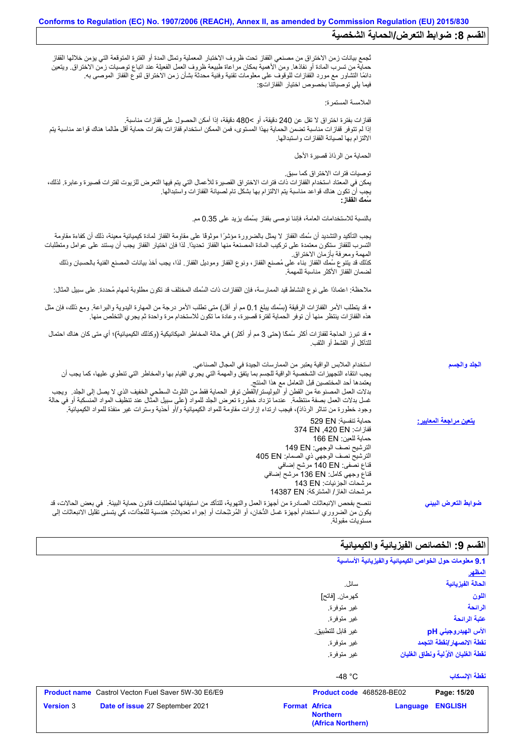## القسم 8: ضوابط التعرض/الحماية الشخصية

تُجمع بيانات زمن الاختراق من مصنعي القفاز تحت ظروف الاختبار المعملية وتمثل المدة أو الفترة المتوقعة التي يؤمن خلالها القفاز حماية من تسرب المادة أو نفاذها. ومن الأهمية بمكان مراعاة طبيعة ظروف العمل الفعلية عند اتباع توصيات زمن الاختراق. ويتعين دائمًا التشاور مع مورد القفازات للوقوف على معلومات تقنية وفنية محدثة بشأن زمن الاختراق لنوع القفاز الموصى به.
فيما يلي توصياتنا بخصوص اختيار القفازات:

الملامسة المستمرة:

قفازات بفترة اختراق لا تقل عن 240 دقيقة، أو >480 دقيقة، إذا أمكن الحصول على قفازات مناسبة.
إذا لم تتوفر قفازات مناسبة تضمن الحماية بهذا المستوى، فمن الممكن استخدام قفازات بفترات حماية أقل طالما هناك قواعد مناسبة يتم الالتزام بها لصيانة القفازات واستبدالها.

الحماية من الرذاذ قصيرة الأجل

توصيات فترات الاختراق كما سبق.
يمكن في المعتاد استخدام القفازات ذات فترات الاختراق القصيرة للأعمال التي يتم فيها التعرض للزيوت لفترات قصيرة وعابرة. لذلك، يجب أن تكون هناك قواعد مناسبة يتم الالتزام بها بشكل تام لصيانة القفازات واستبدالها.
**سُمك القفاز:**

بالنسبة للاستخدامات العامة، فإننا نوصي بقفاز بسُمك يزيد على 0.35 مم.

يجب التأكيد والتشديد أن سُمك القفاز لا يمثل بالضرورة مؤشرًا موثوقًا على مقاومة القفاز لمادة كيميائية معينة، ذلك أن كفاءة مقاومة التسرب للقفاز ستكون معتمدة على تركيب المادة المصنعة منها القفاز تحديدًا. لذا فإن اختيار القفاز يجب أن يستند على عوامل ومتطلبات المهمة ومعرفة بأزمان الاختراق.
كذلك قد يتنوع سُمك القفاز بناء على مُصنع القفاز، ونوع القفاز وموديل القفاز. لذا، يجب أخذ بيانات المصنع الفنية بالحسبان وذلك لضمان القفاز الأكثر مناسبة للمهمة.

ملاحظة: اعتمادًا على نوع النشاط قيد الممارسة، فإن القفازات ذات السُمك المختلف قد تكون مطلوبة لمهام مُحددة. على سبيل المثال:

• قد يتطلب الأمر القفازات الرقيقة (بسُمك يبلغ 0.1 مم أو أقل) متى تطلب الأمر درجة من المهارة اليدوية والبراعة. ومع ذلك، فإن مثل هذه القفازات ينتظر منها أن توفر الحماية لفترة قصيرة، وعادة ما تكون للاستخدام مرة واحدة ثم يجري التخلص منها.

• قد تبرز الحاجة لقفازات أكثر سُمكًا (حتى 3 مم أو أكثر) في حالة المخاطر الميكانيكية (وكذلك الكيميائية)؛ أي متى كان هناك احتمال للتآكل أو القشط أو الثقب.

**الجلد والجسم**
استخدام الملابس الواقية يعتبر من الممارسات الجيدة في المجال الصناعي.
يجب انتقاء التجهيزات الشخصية الواقية للجسم بما يتفق والمهمة التي يجري القيام بها والمخاطر التي تنطوي عليها، كما يجب أن يعتمدها أحد المختصين قبل التعامل مع هذا المنتج.
بدلات العمل المصنوعة من القطن أو البوليستر/القطن توفر الحماية فقط من التلوث السطحي الخفيف الذي لا يصل إلى الجلد. ويجب غسل بدلات العمل بصفة منتظمة. عندما تزداد خطورة تعرض الجلد للمواد (على سبيل المثال عند تنظيف المواد المنسكبة أو في حالة وجود خطورة من تناثر الرذاذ)، فيجب ارتداء إزارات مقاومة للمواد الكيميائية و/أو أحذية وسترات غير منفذة للمواد الكيميائية.

**يتعين مراجعة المعايير:**
حماية تنفسية: EN 529
قفازات: EN 420, EN 374
حماية للعين: EN 166
الترشيح نصف الوجهي: EN 149
الترشيح نصف الوجهي ذي الصمام: EN 405
قناع نصفي: EN 140 مرشح إضافي
قناع وجهي كامل: EN 136 مرشح إضافي
مرشحات الجزئيات: EN 143
مرشحات الغاز/ المشتركة: EN 14387

**ضوابط التعرض البيئي**
ننصح بفحص الانبعاثات الصادرة من أجهزة العمل والتهوية، للتأكد من استيفائها لمتطلبات قانون حماية البيئة. في بعض الحالات، قد يكون من الضروري استخدام أجهزة غسل الدُخان، أو المُرشِحات أو إجراء تعديلاتٍ هندسية للمُعدَّات، كي يتسنى تقليل الانبعاثات إلى مستويات مقبولة.

## القسم 9: الخصائص الفيزيائية والكيميائية

### 9.1 معلومات حول الخواص الكيميائية والفيزيائية الأساسية

**المظهر**

| | |
|---|---|
| **الحالة الفيزيائية** | سائل. |
| **اللون** | كهرمان. [فاتح] |
| **الرائحة** | غير متوفرة. |
| **عتبة الرائحة** | غير متوفرة. |
| **الأس الهيدروجيني pH** | غير قابل للتطبيق. |
| **نقطة الانصهار/نقطة التجمد** | غير متوفرة. |
| **نقطة الغليان الأوّلية ونطاق الغليان** | غير متوفرة. |
| **نقطة الإنسكاب** | -48 °C |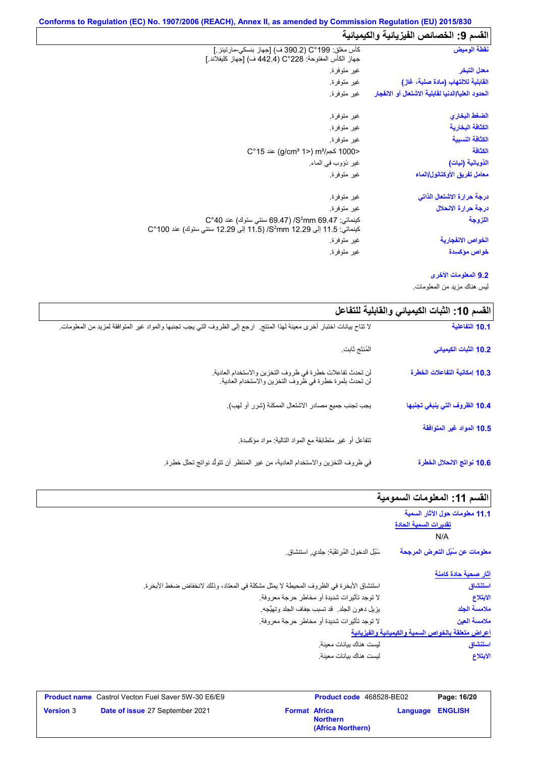Conforms to Regulation (EC) No. 1907/2006 (REACH), Annex II, as amended by Commission Regulation (EU) 2015/830

## القسم 9: الخصائص الفيزيائية والكيميائية

| | |
|---|---|
| نقطة الوميض | كأس مغلق: 199°C (390.2 ف) [جهاز بنسكي-مارتينز.] جهاز الكأس المفتوحة: 228°C (442.4 ف) [جهاز كليفلاند.] |
| معدل التبخر | غير متوفرة. |
| القابلية للالتهاب (مادة صلبة، غاز) | غير متوفرة. |
| الحدود العليا/الدنيا لقابلية الاشتعال أو الانفجار | غير متوفرة. |
| الضغط البخاري | غير متوفرة. |
| الكثافة البخارية | غير متوفرة. |
| الكثافة النسبية | غير متوفرة. |
| الكثافة | >1000 كجم/m³ (<1 g/cm³) عند 15°C |
| الذوبانية (نيات) | غير ذؤوب في الماء. |
| معامل تفريق الأوكتانول/الماء | غير متوفرة. |
| درجة حرارة الاشتعال الذاتي | غير متوفرة. |
| درجة حرارة الانحلال | غير متوفرة. |
| اللزوجة | كينماتي: 69.47 $mm^2$/S (69.47 سنتي ستوك) عند 40°C كينماتي: 11.5 إلى 12.29 $mm^2$/S (11.5 إلى 12.29 سنتي ستوك) عند 100°C |
| الخواص الانفجارية | غير متوفرة. |
| خواص مؤكسِدة | غير متوفرة. |

### 9.2 المعلومات الأخرى

ليس هناك مزيد من المعلومات.

## القسم 10: الثبات الكيميائي والقابلية للتفاعل

| | |
|---|---|
| 10.1 التفاعلية | لا تتاح بيانات اختبار أخرى معينة لهذا المنتج. ارجع إلى الظروف التي يجب تجنبها والمواد غير المتوافقة لمزيد من المعلومات. |
| 10.2 الثبات الكيميائي | المُنتَج ثابت. |
| 10.3 إمكانية التفاعلات الخطرة | لن تحدث تفاعلات خطرة في ظروف التخزين والاستخدام العادية. لن تحدث بلمرة خطرة في ظروف التخزين والاستخدام العادية. |
| 10.4 الظروف التي ينبغي تجنبها | يجب تجنب جميع مصادر الاشتعال الممكنة (شرر أو لهب). |
| 10.5 المواد غير المتوافقة | تتفاعل أو غير متطابقة مع المواد التالية: مواد مؤكسِدة. |
| 10.6 نواتج الانحلال الخطرة | في ظروف التخزين والاستخدام العادية، من غير المنتظر أن تتولّد نواتج تحلل خطِرة. |

## القسم 11: المعلومات السمومية

### 11.1 معلومات حول الآثار السمية

**تقديرات السمية الحادة**

N/A

**معلومات عن سُبُل التعرض المرجحة**: سُبُل الدخول المُرتقبَة: جلدي, استنشاق.

**آثار صحية حادة كامنة**

| | |
|---|---|
| استنشاق | استنشاق الأبخرة في الظروف المحيطة لا يمثل مشكلة في المعتاد، وذلك لانخفاض ضغط الأبخرة. |
| الابتلاع | لا توجد تأثيرات شديدة أو مخاطر حرجة معروفة. |
| ملامسة الجلد | يزيل دهون الجلد. قد تسبب جفاف الجلد وتهيُّجه. |
| ملامسة العين | لا توجد تأثيرات شديدة أو مخاطر حرجة معروفة. |

**أعراض متعلقة بالخواص السمية والكيميائية والفيزيائية**

| | |
|---|---|
| استنشاق | ليست هناك بيانات معينة. |
| الابتلاع | ليست هناك بيانات معينة. |

| | | | |
|---|---|---|---|
| **Product name** Castrol Vecton Fuel Saver 5W-30 E6/E9 | **Product code** 468528-BE02 | | |
| **Version** 3 | **Date of issue** 27 September 2021 | **Format** Africa Northern (Africa Northern) | **Language** ENGLISH |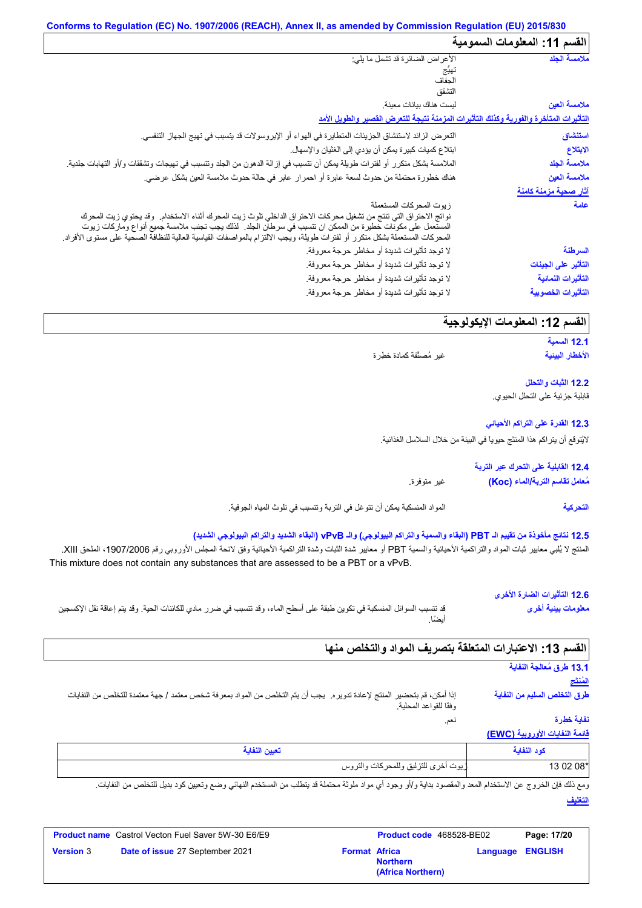Conforms to Regulation (EC) No. 1907/2006 (REACH), Annex II, as amended by Commission Regulation (EU) 2015/830

## القسم 11: المعلومات السمومية

**ملامسة الجلد**
الأعراض الضائرة قد تشمل ما يلي:
تهيُّج
الجفاف
التشقق

**ملامسة العين** ليست هناك بيانات معينة.

**التأثيرات المتأخرة والفورية وكذلك التأثيرات المزمنة نتيجة للتعرض القصير والطويل الأمد**

**استنشاق** التعرض الزائد لاستنشاق الجزيئات المتطايرة في الهواء أو الإيروسولات قد يتسبب في تهيج الجهاز التنفسي.

**الابتلاع** ابتلاع كميات كبيرة يمكن أن يؤدي إلى الغثيان والإسهال.

**ملامسة الجلد** الملامسة بشكل متكرر أو لفترات طويلة يمكن أن تتسبب في إزالة الدهون من الجلد وتتسبب في تهيجات وتشققات و/أو التهابات جلدية.

**ملامسة العين** هناك خطورة محتملة من حدوث لسعة عابرة أو احمرار عابر في حالة حدوث ملامسة العين بشكل عرضي.

**آثار صحية مزمنة كامنة**

**عامة**
زيوت المحركات المستعملة
نواتج الاحتراق التي تنتج من تشغيل محركات الاحتراق الداخلي تلوث زيت المحرك أثناء الاستخدام. وقد يحتوي زيت المحرك المستعمل على مكونات خطيرة من الممكن ان تتسبب في سرطان الجلد. لذلك يجب تجنب ملامسة جميع أنواع وماركات زيوت المحركات المستعملة بشكل متكرر أو لفترات طويلة، ويجب الالتزام بالمواصفات القياسية العالية للنظافة الصحية على مستوى الأفراد.

**السرطنة** لا توجد تأثيرات شديدة أو مخاطر حرجة معروفة.

**التأثير على الجينات** لا توجد تأثيرات شديدة أو مخاطر حرجة معروفة.

**التأثيرات النمائية** لا توجد تأثيرات شديدة أو مخاطر حرجة معروفة.

**التأثيرات الخصوبية** لا توجد تأثيرات شديدة أو مخاطر حرجة معروفة.

## القسم 12: المعلومات الإيكولوجية

### 12.1 السمية

**الأخطار البيئية** غير مُصنَّفة كمادة خطرة

### 12.2 الثبات والتحلل

قابلية جزئية على التحلل الحيوي.

### 12.3 القدرة على التراكم الأحيائي

لايُتوقع أن يتراكم هذا المنتج حيويا في البيئة من خلال السلاسل الغذائية.

### 12.4 القابلية على التحرك عبر التربة

**مُعامل تقاسم التربة/الماء (Koc)** غير متوفرة.

**التحركية** المواد المنسكبة يمكن أن تتوغل في التربة وتتسبب في تلوث المياه الجوفية.

### 12.5 نتائج مأخوذة من تقييم الـ PBT (البقاء والسمية والتراكم البيولوجي) والـ vPvB (البقاء الشديد والتراكم البيولوجي الشديد)

المنتج لا يُلبي معايير ثبات المواد والتراكمية الأحيائية والسمية PBT أو معايير شدة الثبات وشدة التراكمية الأحيائية وفق لائحة المجلس الأوروبي رقم 1907/2006، الملحق XIII.
This mixture does not contain any substances that are assessed to be a PBT or a vPvB.

### 12.6 التأثيرات الضارة الأخرى

**معلومات بيئية أخرى** قد تتسبب السوائل المنسكبة في تكوين طبقة على أسطح الماء، وقد تتسبب في ضرر مادي للكائنات الحية. وقد يتم إعاقة نقل الإكسجين أيضًا.

## القسم 13: الاعتبارات المتعلقة بتصريف المواد والتخلص منها

### 13.1 طرق مُعالجة النفاية

**المُنتج**

**طرق التخلص السليم من النفاية** إذا أمكن، قم بتحضير المنتج لإعادة تدويره. يجب أن يتم التخلص من المواد بمعرفة شخص معتمد / جهة معتمدة للتخلص من النفايات وفقًا للقواعد المحلية.

**نفاية خطرة** نعم.

**قائمة النفايات الأوروبية (EWC)**

| كود النفاية | تعيين النفاية |
|---|---|
| 13 02 08* | زيوت أخرى للتزليق للمحركات والتروس |

ومع ذلك فإن الخروج عن الاستخدام المعد والمقصود بداية و/أو وجود أي مواد ملوثة محتملة قد يتطلب من المستخدم النهائي وضع وتعيين كود بديل للتخلص من النفايات.

**التغليف**

| | | | |
|---|---|---|---|
| **Product name** Castrol Vecton Fuel Saver 5W-30 E6/E9 | | **Product code** 468528-BE02 | |
| **Version** 3 | **Date of issue** 27 September 2021 | **Format** Africa Northern (Africa Northern) | **Language** ENGLISH |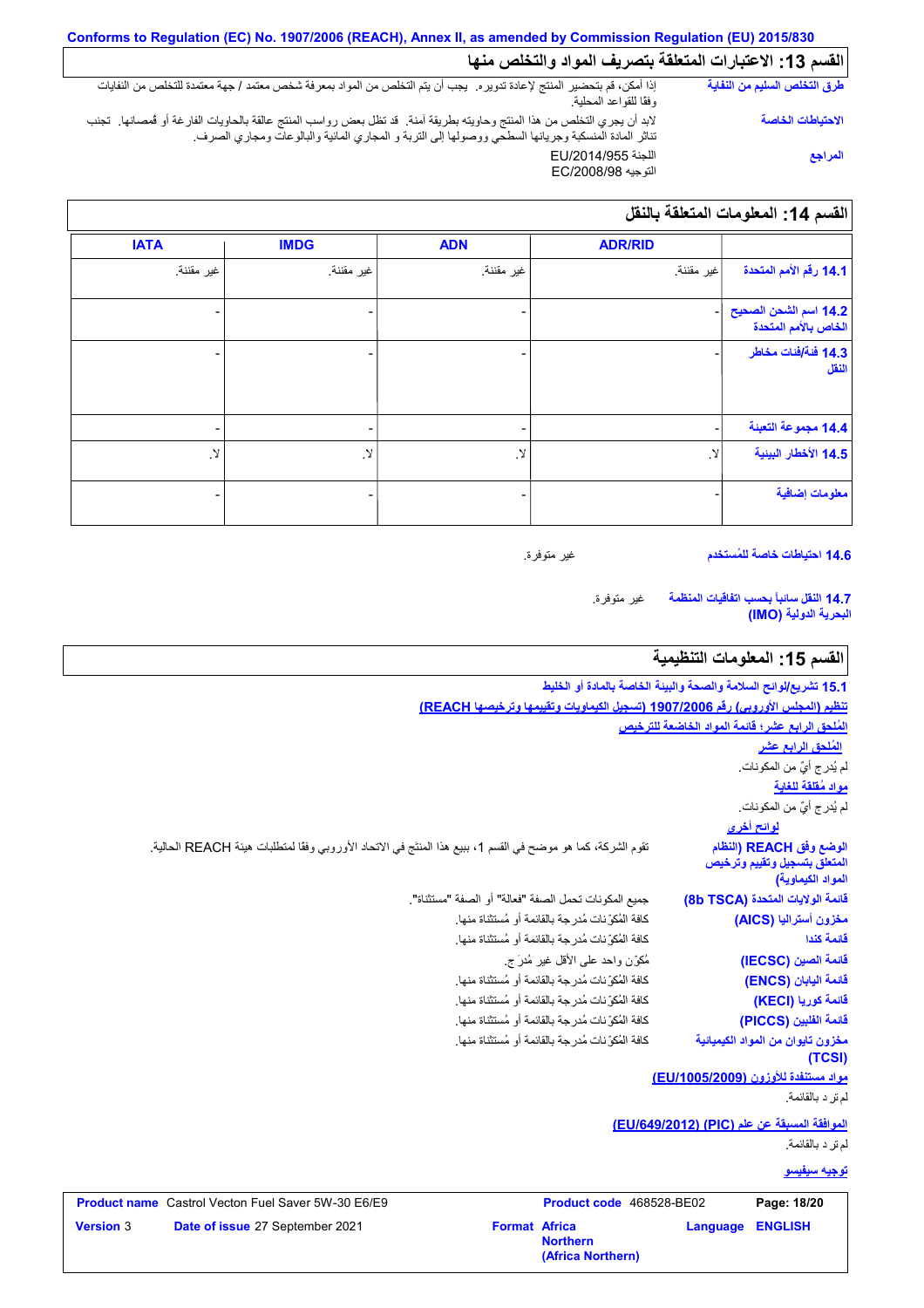Conforms to Regulation (EC) No. 1907/2006 (REACH), Annex II, as amended by Commission Regulation (EU) 2015/830

## القسم 13: الاعتبارات المتعلقة بتصريف المواد والتخلص منها

**طرق التخلص السليم من النفاية** إذا أمكن، قم بتحضير المنتج لإعادة تدويره. يجب أن يتم التخلص من المواد بمعرفة شخص معتمد / جهة معتمدة للتخلص من النفايات وفقا للقواعد المحلية.

**الاحتياطات الخاصة** لابد أن يجري التخلص من هذا المنتج وحاويته بطريقة آمنة. قد تظل بعض رواسب المنتج عالقة بالحاويات الفارغة أو قُمصانها. تجنب تناثر المادة المنسكبة وجريانها السطحي ووصولها إلى التربة و المجاري المائية والبالوعات ومجاري الصرف.

**المراجع** اللجنة EU/2014/955
التوجيه EC/2008/98

## القسم 14: المعلومات المتعلقة بالنقل

| | ADR/RID | ADN | IMDG | IATA |
|---|---|---|---|---|
| **14.1 رقم الأمم المتحدة** | غير مقننة. | غير مقننة. | غير مقننة. | غير مقننة. |
| **14.2 اسم الشحن الصحيح الخاص بالأمم المتحدة** | - | - | - | - |
| **14.3 فئة/فئات مخاطر النقل** | - | - | - | - |
| **14.4 مجموعة التعبئة** | - | - | - | - |
| **14.5 الأخطار البيئية** | لا. | لا. | لا. | لا. |
| **معلومات إضافية** | - | - | - | - |

**14.6 احتياطات خاصة للمُستخدم** غير متوفرة.

**14.7 النقل سائباً بحسب اتفاقيات المنظمة البحرية الدولية (IMO)** غير متوفرة.

## القسم 15: المعلومات التنظيمية

**15.1 تشريع/لوائح السلامة والصحة والبيئة الخاصة بالمادة أو الخليط**

**تنظيم (المجلس الأوروبي) رقم 1907/2006 (تسجيل الكيماويات وتقييمها وترخيصها REACH)**

**المُلحق الرابع عشر؛ قائمة المواد الخاضعة للترخيص**

**المُلحق الرابع عشر**

لم يُدرج أيٌ من المكونات.

**مواد مُقلقة للغاية**

لم يُدرج أيٌ من المكونات.

**لوائح أخرى**

**الوضع وفق REACH (النظام المتعلق بتسجيل وتقييم وترخيص المواد الكيماوية)** تقوم الشركة، كما هو موضح في القسم 1، ببيع هذا المنتج في الاتحاد الأوروبي وفقا لمتطلبات هيئة REACH الحالية.

**قائمة الولايات المتحدة (8b TSCA)** جميع المكونات تحمل الصفة "فعالة" أو الصفة "مستثناة".

**مخزون أستراليا (AICS)** كافة المُكوّنات مُدرجة بالقائمة أو مُستثناة منها.

**قائمة كندا** كافة المُكوّنات مُدرجة بالقائمة أو مُستثناة منها.

**قائمة الصين (IECSC)** مُكوّن واحد على الأقل غير مُدرَج.

**قائمة اليابان (ENCS)** كافة المُكوّنات مُدرجة بالقائمة أو مُستثناة منها.

**قائمة كوريا (KECI)** كافة المُكوّنات مُدرجة بالقائمة أو مُستثناة منها.

**قائمة الفلبين (PICCS)** كافة المُكوّنات مُدرجة بالقائمة أو مُستثناة منها.

**مخزون تايوان من المواد الكيميائية (TCSI)** كافة المُكوّنات مُدرجة بالقائمة أو مُستثناة منها.

**مواد مستنفدة للأوزون (EU/1005/2009)**

لم تر د بالقائمة.

**الموافقة المسبقة عن علم (PIC) (EU/649/2012)**

لم تر د بالقائمة.

**توجيه سيفيسو**

| **Product name** Castrol Vecton Fuel Saver 5W-30 E6/E9 | **Product code** 468528-BE02 | |
|---|---|---|
| **Version** 3 **Date of issue** 27 September 2021 | **Format** Africa Northern (Africa Northern) | **Language** ENGLISH |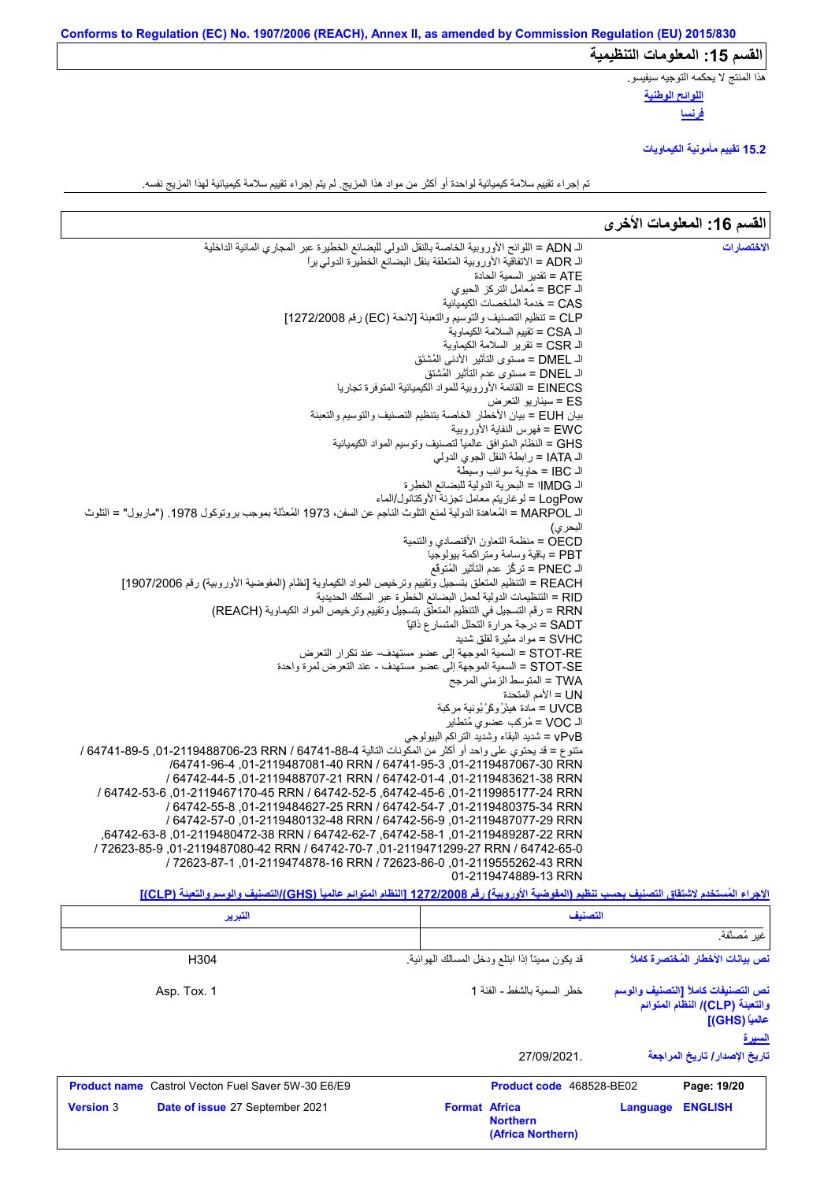Conforms to Regulation (EC) No. 1907/2006 (REACH), Annex II, as amended by Commission Regulation (EU) 2015/830

## القسم 15: المعلومات التنظيمية

هذا المنتج لا يحكمه التوجيه سيفيسو.

**اللوائح الوطنية**

**فرنسا**

### 15.2 تقييم مأمونية الكيماويات

تم إجراء تقييم سلامة كيميائية لواحدة أو أكثر من مواد هذا المزيج. لم يتم إجراء تقييم سلامة كيميائية لهذا المزيج نفسه.

## القسم 16: المعلومات الأخرى

**الاختصارات**

الـ ADN = اللوائح الأوروبية الخاصة بالنقل الدولي للبضائع الخطيرة عبر المجاري المائية الداخلية
الـ ADR = الاتفاقية الأوروبية المتعلقة بنقل البضائع الخطيرة الدولي براً
ATE = تقدير السمية الحادة
الـ BCF = مُعامل التركز الحيوي
CAS = خدمة الملخصات الكيميائية
CLP = تنظيم التصنيف والتوسيم والتعبئة [لائحة (EC) رقم 1272/2008]
الـ CSA = تقييم السلامة الكيماوية
الـ CSR = تقرير السلامة الكيماوية
الـ DMEL = مستوى التأثير الأدنى المُشتَق
الـ DNEL = مستوى عدم التأثير المُشتَق
EINECS = القائمة الأوروبية للمواد الكيميائية المتوفرة تجاريا
ES = سيناريو التعرض
بيان EUH = بيان الأخطار الخاصة بتنظيم التصنيف والتوسيم والتعبئة
EWC = فهرس النفاية الأوروبية
GHS = النظام المتوافق عالمياً لتصنيف وتوسيم المواد الكيميائية
الـ IATA = رابطة النقل الجوي الدولي
الـ IBC = حاوية سوائب وسيطة
الـ IMDG = البحرية الدولية للبضائع الخطرة
LogPow = لوغاريتم معامل تجزئة الأوكتانول/الماء
الـ MARPOL = المُعاهدة الدولية لمنع التلوث الناجم عن السفن، 1973 المُعدّلة بموجب بروتوكول 1978. ("ماربول" = التلوث البحري)
OECD = منظمة التعاون الأقتصادي والتنمية
PBT = باقية وسامة ومتراكمة بيولوجيا
الـ PNEC = تركّز عدم التأثير المُتوقّع
REACH = التنظيم المتعلق بتسجيل وتقييم وترخيص المواد الكيماوية [نظام (المفوضية الأوروبية) رقم 1907/2006]
RID = التنظيمات الدولية لحمل البضائع الخطرة عبر السكك الحديدية
RRN = رقم التسجيل في التنظيم المتعلق بتسجيل وتقييم وترخيص المواد الكيماوية (REACH)
SADT = درجة حرارة التحلل المتسارع ذاتياً
SVHC = مواد مثيرة لقلق شديد
STOT-RE = السمية الموجهة إلى عضو مستهدف- عند تكرار التعرض
STOT-SE = السمية الموجهة إلى عضو مستهدف - عند التعرض لمرة واحدة
TWA = المتوسط الزمني المرجح
UN = الأمم المتحدة
UVCB = مادة هيْدرُوكَرْبُونية مركبة
الـ VOC = مُركب عضوي مُتطاير
vPvB = شديد البقاء وشديد التراكم البيولوجي
متنوع = قد يحتوي على واحد أو أكثر من المكونات التالية 64741-88-4 RRN 01-2119488706-23, 64741-89-5 / 64741-95-3 RRN 01-2119487067-30, 64741-96-4/ RRN 01-2119487081-40 / 64742-01-4 RRN 01-2119483621-38, 64742-44-5 / RRN 01-2119488707-21 / 64742-45-6, 64742-52-5 RRN 01-2119985177-24, 64742-53-6 / RRN 01-2119467170-45 / 64742-54-7 RRN 01-2119480375-34, 64742-55-8 / RRN 01-2119484627-25 / 64742-56-9 RRN 01-2119487077-29, 64742-57-0 / RRN 01-2119480132-48 / 64742-58-1, 64742-62-7 RRN 01-2119489287-22, 64742-63-8, RRN 01-2119480472-38 / 64742-65-0 RRN 01-2119471299-27 / 64742-70-7, 72623-85-9 / RRN 01-2119487080-42 / 72623-86-0 RRN 01-2119552453-22, 72623-87-1 / RRN 01-2119474878-16 / RRN 01-2119474889-13

**الإجراء المُستخدم لاشتقاق التصنيف بحسب تنظيم (المفوضية الأوروبية) رقم 1272/2008 [النظام المتوائم عالمياً (GHS)/التصنيف والوسم والتعبئة (CLP)]**

| التصنيف | التبرير |
|---|---|
| غير مُصنَّفة. | |

**نص بيانات الأخطار المُختصرة كاملاً**

| | |
|---|---|
| قد يكون مميتاً إذا ابتلع ودخل المسالك الهوائية. | H304 |

**نص التصنيفات كاملاً [التصنيف والوسم والتعبئة (CLP)/ النظام المتوائم عالمياً (GHS)]**

| | |
|---|---|
| خطر السمية بالشفط - الفئة 1 | Asp. Tox. 1 |

**السيرة**

**تاريخ الإصدار/ تاريخ المراجعة** 27/09/2021.

| | | | |
|---|---|---|---|
| **Product name** Castrol Vecton Fuel Saver 5W-30 E6/E9 | | **Product code** 468528-BE02 | |
| **Version** 3 | **Date of issue** 27 September 2021 | **Format** Africa Northern (Africa Northern) | **Language** ENGLISH |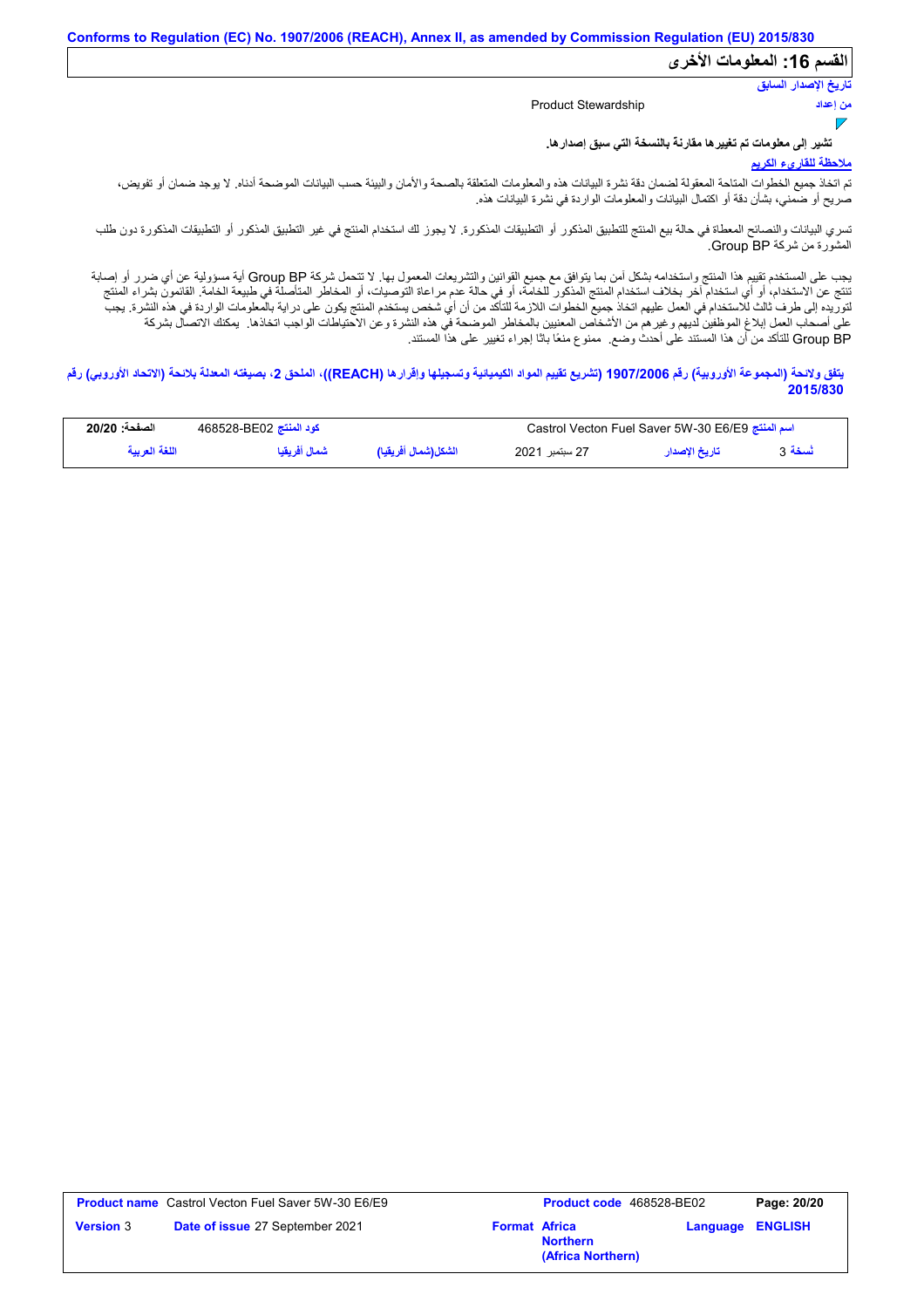## القسم 16: المعلومات الأخرى

**تاريخ الإصدار السابق**

**من إعداد** Product Stewardship

**تشير إلى معلومات تم تغييرها مقارنة بالنسخة التي سبق إصدارها.**

**ملاحظة للقارىء الكريم**

تم اتخاذ جميع الخطوات المتاحة المعقولة لضمان دقة نشرة البيانات هذه والمعلومات المتعلقة بالصحة والأمان والبيئة حسب البيانات الموضحة أدناه. لا يوجد ضمان أو تفويض، صريح أو ضمني، بشأن دقة أو اكتمال البيانات والمعلومات الواردة في نشرة البيانات هذه.

تسري البيانات والنصائح المعطاة في حالة بيع المنتج للتطبيق المذكور أو التطبيقات المذكورة. لا يجوز لك استخدام المنتج في غير التطبيق المذكور أو التطبيقات المذكورة دون طلب المشورة من شركة Group BP.

يجب على المستخدم تقييم هذا المنتج واستخدامه بشكل آمن بما يتوافق مع جميع القوانين والتشريعات المعمول بها. لا تتحمل شركة Group BP أية مسؤولية عن أي ضرر أو إصابة تنتج عن الاستخدام، أو أي استخدام آخر بخلاف استخدام المنتج المذكور للخامة، أو في حالة عدم مراعاة التوصيات، أو المخاطر المتأصلة في طبيعة الخامة. القائمون بشراء المنتج لتوريده إلى طرف ثالث للاستخدام في العمل عليهم اتخاذ جميع الخطوات اللازمة للتأكد من أن أي شخص يستخدم المنتج يكون على دراية بالمعلومات الواردة في هذه النشرة. يجب على أصحاب العمل إبلاغ الموظفين لديهم وغيرهم من الأشخاص المعنيين بالمخاطر الموضحة في هذه النشرة وعن الاحتياطات الواجب اتخاذها. يمكنك الاتصال بشركة Group BP للتأكد من أن هذا المستند على أحدث وضع. ممنوع منعًا باتًا إجراء تغيير على هذا المستند.

يتفق ولائحة (المجموعة الأوروبية) رقم 1907/2006 (تشريع تقييم المواد الكيميائية وتسجيلها وإقرارها (REACH))، الملحق 2، بصيغته المعدلة بلائحة (الاتحاد الأوروبي) رقم 2015/830

| | | | | |
|---|---|---|---|---|
| اسم المنتج Castrol Vecton Fuel Saver 5W-30 E6/E9 | | | كود المنتج 468528-BE02 | الصفحة: 20/20 |
| نُسخة 3 | تاريخ الإصدار 27 سبتمبر 2021 | الشكل(شمال أفريقيا) | شمال أفريقيا | اللغة العربية |